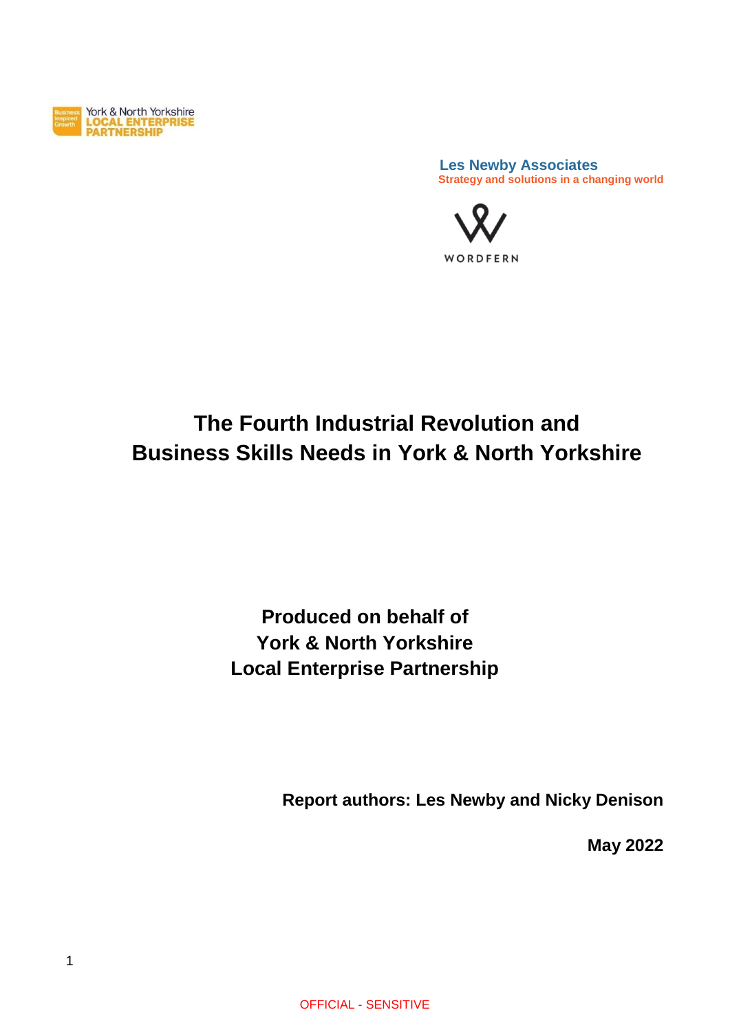York & North Yorkshire LOCAL ENTERPRISE PARTNERSHIP

**Les Newby Associates**
**Strategy and solutions in a changing world**

WORDFERN

# The Fourth Industrial Revolution and Business Skills Needs in York & North Yorkshire

**Produced on behalf of York & North Yorkshire Local Enterprise Partnership**

**Report authors: Les Newby and Nicky Denison**

**May 2022**

OFFICIAL - SENSITIVE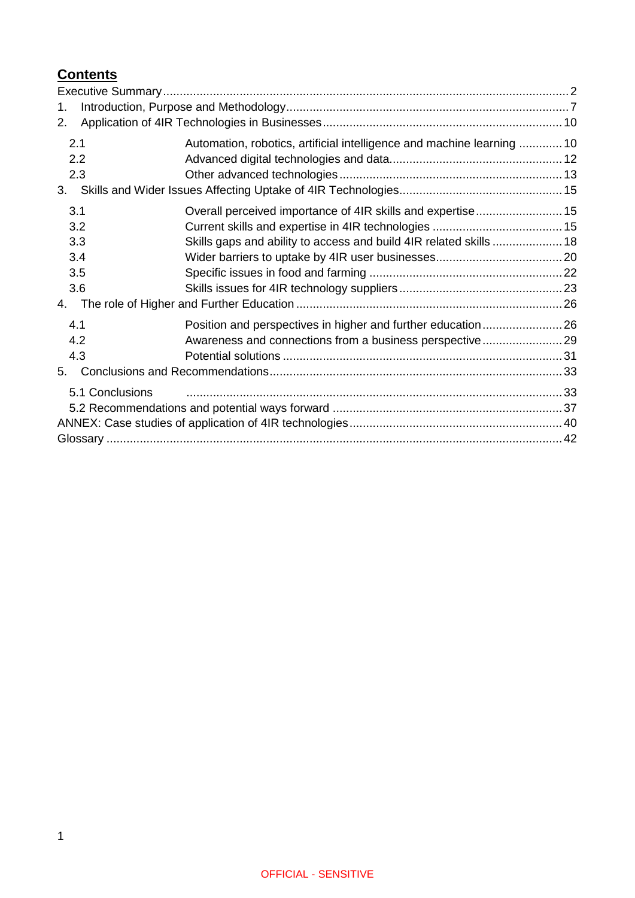## **Contents**

Executive Summary ..... 2

1. Introduction, Purpose and Methodology ..... 7
2. Application of 4IR Technologies in Businesses ..... 10
   - 2.1 Automation, robotics, artificial intelligence and machine learning ..... 10
   - 2.2 Advanced digital technologies and data ..... 12
   - 2.3 Other advanced technologies ..... 13
3. Skills and Wider Issues Affecting Uptake of 4IR Technologies ..... 15
   - 3.1 Overall perceived importance of 4IR skills and expertise ..... 15
   - 3.2 Current skills and expertise in 4IR technologies ..... 15
   - 3.3 Skills gaps and ability to access and build 4IR related skills ..... 18
   - 3.4 Wider barriers to uptake by 4IR user businesses ..... 20
   - 3.5 Specific issues in food and farming ..... 22
   - 3.6 Skills issues for 4IR technology suppliers ..... 23
4. The role of Higher and Further Education ..... 26
   - 4.1 Position and perspectives in higher and further education ..... 26
   - 4.2 Awareness and connections from a business perspective ..... 29
   - 4.3 Potential solutions ..... 31
5. Conclusions and Recommendations ..... 33
   - 5.1 Conclusions ..... 33
   - 5.2 Recommendations and potential ways forward ..... 37

ANNEX: Case studies of application of 4IR technologies ..... 40

Glossary ..... 42

OFFICIAL - SENSITIVE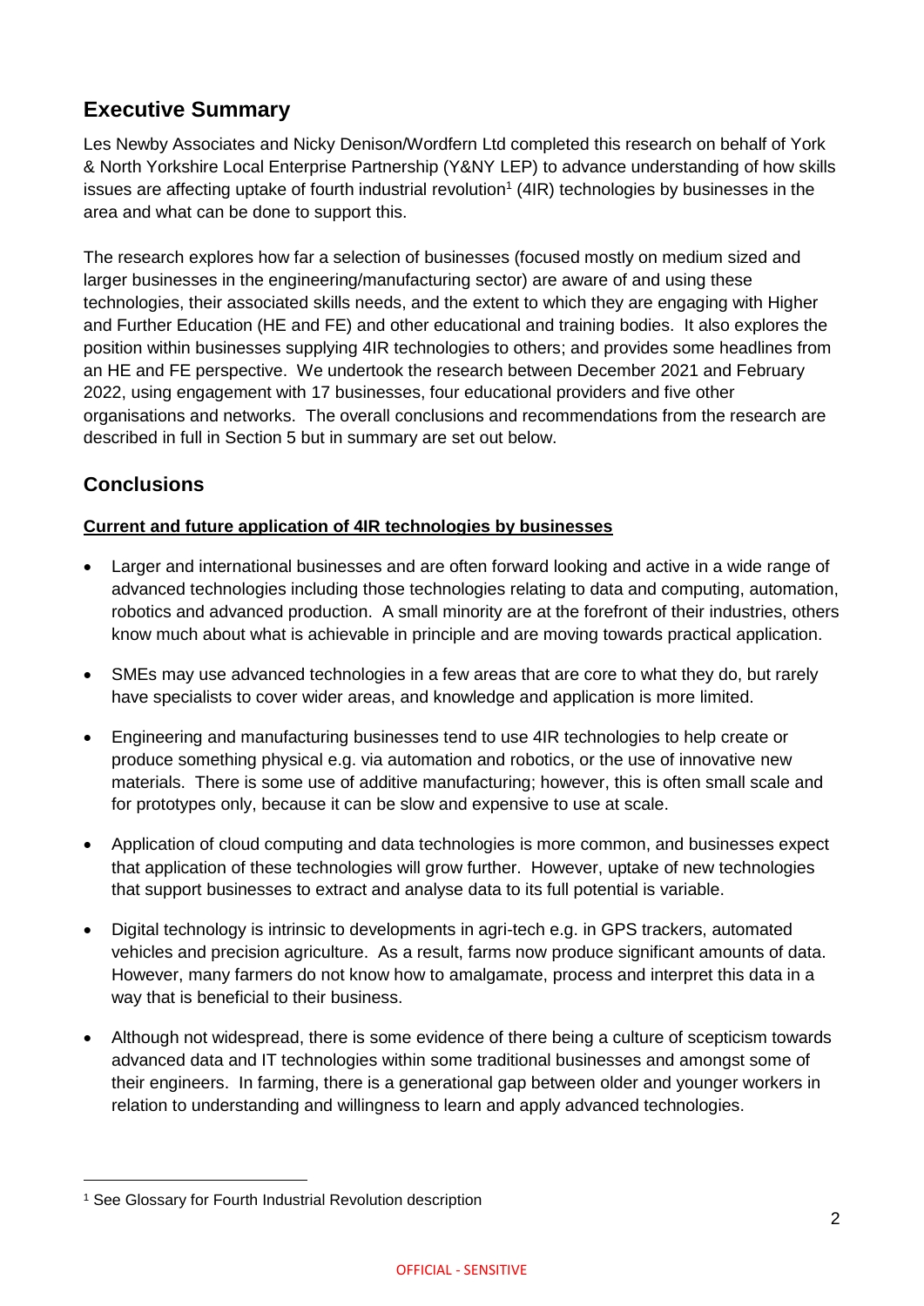## Executive Summary

Les Newby Associates and Nicky Denison/Wordfern Ltd completed this research on behalf of York & North Yorkshire Local Enterprise Partnership (Y&NY LEP) to advance understanding of how skills issues are affecting uptake of fourth industrial revolution[1] (4IR) technologies by businesses in the area and what can be done to support this.

The research explores how far a selection of businesses (focused mostly on medium sized and larger businesses in the engineering/manufacturing sector) are aware of and using these technologies, their associated skills needs, and the extent to which they are engaging with Higher and Further Education (HE and FE) and other educational and training bodies. It also explores the position within businesses supplying 4IR technologies to others; and provides some headlines from an HE and FE perspective. We undertook the research between December 2021 and February 2022, using engagement with 17 businesses, four educational providers and five other organisations and networks. The overall conclusions and recommendations from the research are described in full in Section 5 but in summary are set out below.

## Conclusions

**Current and future application of 4IR technologies by businesses**

- Larger and international businesses and are often forward looking and active in a wide range of advanced technologies including those technologies relating to data and computing, automation, robotics and advanced production. A small minority are at the forefront of their industries, others know much about what is achievable in principle and are moving towards practical application.
- SMEs may use advanced technologies in a few areas that are core to what they do, but rarely have specialists to cover wider areas, and knowledge and application is more limited.
- Engineering and manufacturing businesses tend to use 4IR technologies to help create or produce something physical e.g. via automation and robotics, or the use of innovative new materials. There is some use of additive manufacturing; however, this is often small scale and for prototypes only, because it can be slow and expensive to use at scale.
- Application of cloud computing and data technologies is more common, and businesses expect that application of these technologies will grow further. However, uptake of new technologies that support businesses to extract and analyse data to its full potential is variable.
- Digital technology is intrinsic to developments in agri-tech e.g. in GPS trackers, automated vehicles and precision agriculture. As a result, farms now produce significant amounts of data. However, many farmers do not know how to amalgamate, process and interpret this data in a way that is beneficial to their business.
- Although not widespread, there is some evidence of there being a culture of scepticism towards advanced data and IT technologies within some traditional businesses and amongst some of their engineers. In farming, there is a generational gap between older and younger workers in relation to understanding and willingness to learn and apply advanced technologies.

[1] See Glossary for Fourth Industrial Revolution description

OFFICIAL - SENSITIVE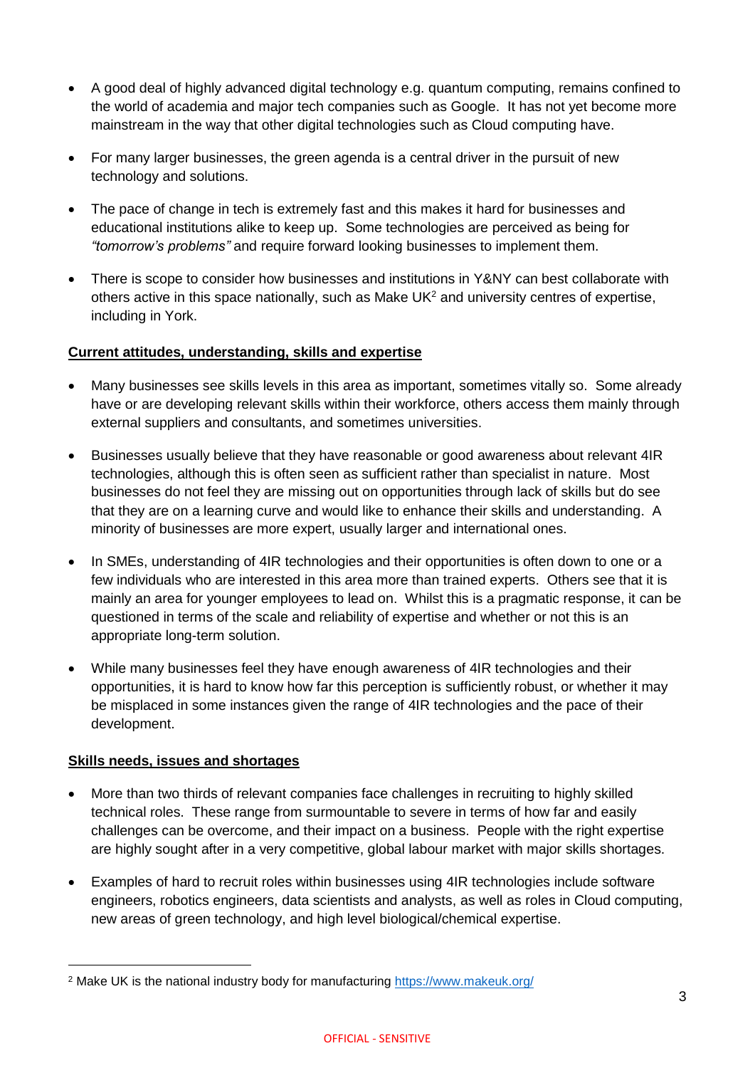- A good deal of highly advanced digital technology e.g. quantum computing, remains confined to the world of academia and major tech companies such as Google. It has not yet become more mainstream in the way that other digital technologies such as Cloud computing have.

- For many larger businesses, the green agenda is a central driver in the pursuit of new technology and solutions.

- The pace of change in tech is extremely fast and this makes it hard for businesses and educational institutions alike to keep up. Some technologies are perceived as being for *"tomorrow's problems"* and require forward looking businesses to implement them.

- There is scope to consider how businesses and institutions in Y&NY can best collaborate with others active in this space nationally, such as Make UK[2] and university centres of expertise, including in York.

**Current attitudes, understanding, skills and expertise**

- Many businesses see skills levels in this area as important, sometimes vitally so. Some already have or are developing relevant skills within their workforce, others access them mainly through external suppliers and consultants, and sometimes universities.

- Businesses usually believe that they have reasonable or good awareness about relevant 4IR technologies, although this is often seen as sufficient rather than specialist in nature. Most businesses do not feel they are missing out on opportunities through lack of skills but do see that they are on a learning curve and would like to enhance their skills and understanding. A minority of businesses are more expert, usually larger and international ones.

- In SMEs, understanding of 4IR technologies and their opportunities is often down to one or a few individuals who are interested in this area more than trained experts. Others see that it is mainly an area for younger employees to lead on. Whilst this is a pragmatic response, it can be questioned in terms of the scale and reliability of expertise and whether or not this is an appropriate long-term solution.

- While many businesses feel they have enough awareness of 4IR technologies and their opportunities, it is hard to know how far this perception is sufficiently robust, or whether it may be misplaced in some instances given the range of 4IR technologies and the pace of their development.

**Skills needs, issues and shortages**

- More than two thirds of relevant companies face challenges in recruiting to highly skilled technical roles. These range from surmountable to severe in terms of how far and easily challenges can be overcome, and their impact on a business. People with the right expertise are highly sought after in a very competitive, global labour market with major skills shortages.

- Examples of hard to recruit roles within businesses using 4IR technologies include software engineers, robotics engineers, data scientists and analysts, as well as roles in Cloud computing, new areas of green technology, and high level biological/chemical expertise.

[2] Make UK is the national industry body for manufacturing https://www.makeuk.org/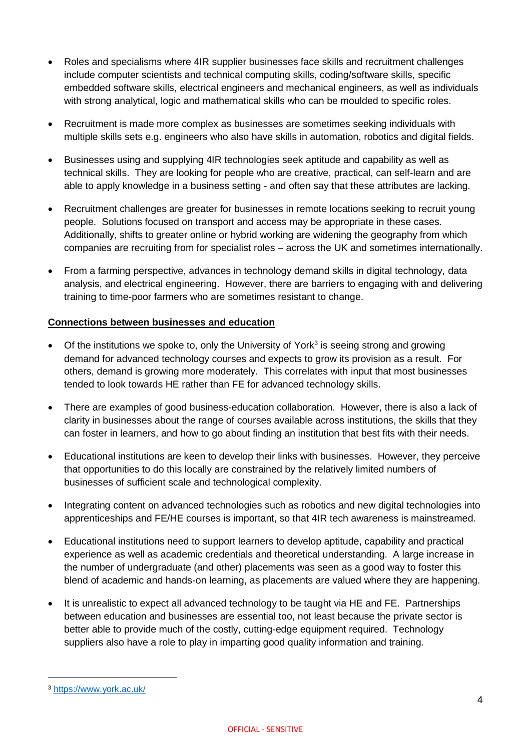- Roles and specialisms where 4IR supplier businesses face skills and recruitment challenges include computer scientists and technical computing skills, coding/software skills, specific embedded software skills, electrical engineers and mechanical engineers, as well as individuals with strong analytical, logic and mathematical skills who can be moulded to specific roles.
- Recruitment is made more complex as businesses are sometimes seeking individuals with multiple skills sets e.g. engineers who also have skills in automation, robotics and digital fields.
- Businesses using and supplying 4IR technologies seek aptitude and capability as well as technical skills. They are looking for people who are creative, practical, can self-learn and are able to apply knowledge in a business setting - and often say that these attributes are lacking.
- Recruitment challenges are greater for businesses in remote locations seeking to recruit young people. Solutions focused on transport and access may be appropriate in these cases. Additionally, shifts to greater online or hybrid working are widening the geography from which companies are recruiting from for specialist roles – across the UK and sometimes internationally.
- From a farming perspective, advances in technology demand skills in digital technology, data analysis, and electrical engineering. However, there are barriers to engaging with and delivering training to time-poor farmers who are sometimes resistant to change.

**Connections between businesses and education**

- Of the institutions we spoke to, only the University of York[3] is seeing strong and growing demand for advanced technology courses and expects to grow its provision as a result. For others, demand is growing more moderately. This correlates with input that most businesses tended to look towards HE rather than FE for advanced technology skills.
- There are examples of good business-education collaboration. However, there is also a lack of clarity in businesses about the range of courses available across institutions, the skills that they can foster in learners, and how to go about finding an institution that best fits with their needs.
- Educational institutions are keen to develop their links with businesses. However, they perceive that opportunities to do this locally are constrained by the relatively limited numbers of businesses of sufficient scale and technological complexity.
- Integrating content on advanced technologies such as robotics and new digital technologies into apprenticeships and FE/HE courses is important, so that 4IR tech awareness is mainstreamed.
- Educational institutions need to support learners to develop aptitude, capability and practical experience as well as academic credentials and theoretical understanding. A large increase in the number of undergraduate (and other) placements was seen as a good way to foster this blend of academic and hands-on learning, as placements are valued where they are happening.
- It is unrealistic to expect all advanced technology to be taught via HE and FE. Partnerships between education and businesses are essential too, not least because the private sector is better able to provide much of the costly, cutting-edge equipment required. Technology suppliers also have a role to play in imparting good quality information and training.

[3] https://www.york.ac.uk/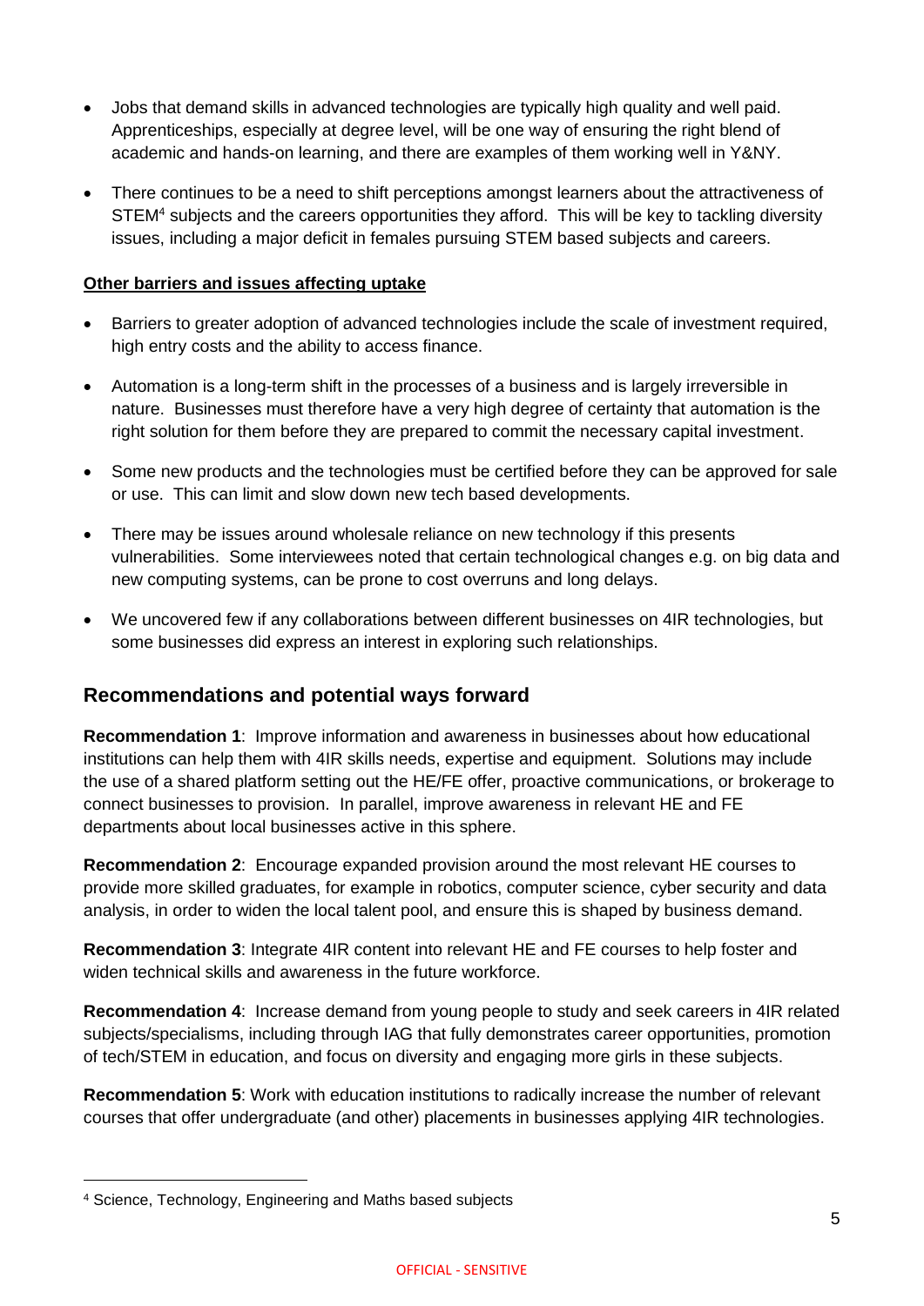- Jobs that demand skills in advanced technologies are typically high quality and well paid. Apprenticeships, especially at degree level, will be one way of ensuring the right blend of academic and hands-on learning, and there are examples of them working well in Y&NY.
- There continues to be a need to shift perceptions amongst learners about the attractiveness of STEM[4] subjects and the careers opportunities they afford. This will be key to tackling diversity issues, including a major deficit in females pursuing STEM based subjects and careers.

**Other barriers and issues affecting uptake**

- Barriers to greater adoption of advanced technologies include the scale of investment required, high entry costs and the ability to access finance.
- Automation is a long-term shift in the processes of a business and is largely irreversible in nature. Businesses must therefore have a very high degree of certainty that automation is the right solution for them before they are prepared to commit the necessary capital investment.
- Some new products and the technologies must be certified before they can be approved for sale or use. This can limit and slow down new tech based developments.
- There may be issues around wholesale reliance on new technology if this presents vulnerabilities. Some interviewees noted that certain technological changes e.g. on big data and new computing systems, can be prone to cost overruns and long delays.
- We uncovered few if any collaborations between different businesses on 4IR technologies, but some businesses did express an interest in exploring such relationships.

## Recommendations and potential ways forward

**Recommendation 1**: Improve information and awareness in businesses about how educational institutions can help them with 4IR skills needs, expertise and equipment. Solutions may include the use of a shared platform setting out the HE/FE offer, proactive communications, or brokerage to connect businesses to provision. In parallel, improve awareness in relevant HE and FE departments about local businesses active in this sphere.

**Recommendation 2**: Encourage expanded provision around the most relevant HE courses to provide more skilled graduates, for example in robotics, computer science, cyber security and data analysis, in order to widen the local talent pool, and ensure this is shaped by business demand.

**Recommendation 3**: Integrate 4IR content into relevant HE and FE courses to help foster and widen technical skills and awareness in the future workforce.

**Recommendation 4**: Increase demand from young people to study and seek careers in 4IR related subjects/specialisms, including through IAG that fully demonstrates career opportunities, promotion of tech/STEM in education, and focus on diversity and engaging more girls in these subjects.

**Recommendation 5**: Work with education institutions to radically increase the number of relevant courses that offer undergraduate (and other) placements in businesses applying 4IR technologies.

[4] Science, Technology, Engineering and Maths based subjects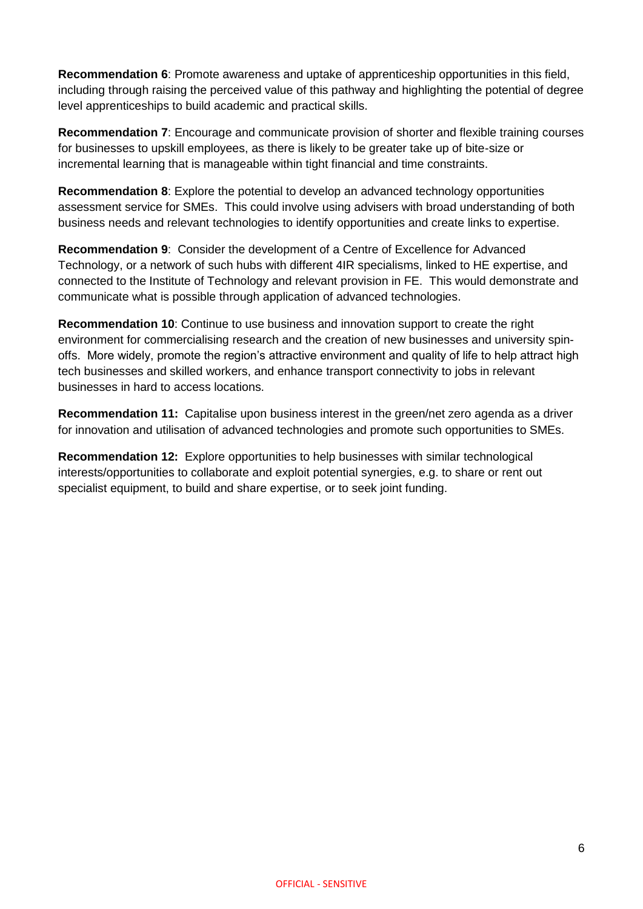**Recommendation 6**: Promote awareness and uptake of apprenticeship opportunities in this field, including through raising the perceived value of this pathway and highlighting the potential of degree level apprenticeships to build academic and practical skills.

**Recommendation 7**: Encourage and communicate provision of shorter and flexible training courses for businesses to upskill employees, as there is likely to be greater take up of bite-size or incremental learning that is manageable within tight financial and time constraints.

**Recommendation 8**: Explore the potential to develop an advanced technology opportunities assessment service for SMEs. This could involve using advisers with broad understanding of both business needs and relevant technologies to identify opportunities and create links to expertise.

**Recommendation 9**: Consider the development of a Centre of Excellence for Advanced Technology, or a network of such hubs with different 4IR specialisms, linked to HE expertise, and connected to the Institute of Technology and relevant provision in FE. This would demonstrate and communicate what is possible through application of advanced technologies.

**Recommendation 10**: Continue to use business and innovation support to create the right environment for commercialising research and the creation of new businesses and university spin-offs. More widely, promote the region's attractive environment and quality of life to help attract high tech businesses and skilled workers, and enhance transport connectivity to jobs in relevant businesses in hard to access locations.

**Recommendation 11:** Capitalise upon business interest in the green/net zero agenda as a driver for innovation and utilisation of advanced technologies and promote such opportunities to SMEs.

**Recommendation 12:** Explore opportunities to help businesses with similar technological interests/opportunities to collaborate and exploit potential synergies, e.g. to share or rent out specialist equipment, to build and share expertise, or to seek joint funding.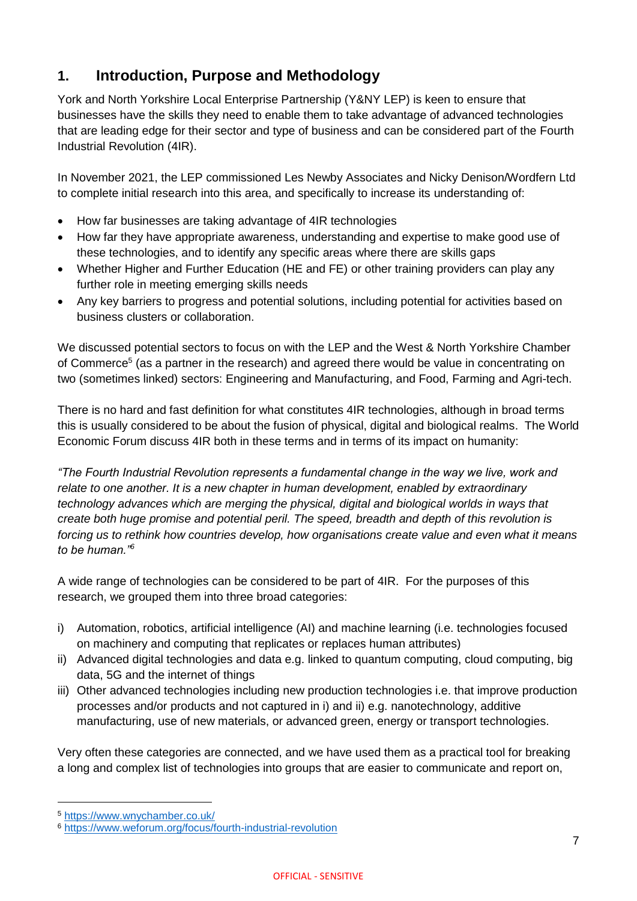## 1. Introduction, Purpose and Methodology

York and North Yorkshire Local Enterprise Partnership (Y&NY LEP) is keen to ensure that businesses have the skills they need to enable them to take advantage of advanced technologies that are leading edge for their sector and type of business and can be considered part of the Fourth Industrial Revolution (4IR).

In November 2021, the LEP commissioned Les Newby Associates and Nicky Denison/Wordfern Ltd to complete initial research into this area, and specifically to increase its understanding of:

- How far businesses are taking advantage of 4IR technologies
- How far they have appropriate awareness, understanding and expertise to make good use of these technologies, and to identify any specific areas where there are skills gaps
- Whether Higher and Further Education (HE and FE) or other training providers can play any further role in meeting emerging skills needs
- Any key barriers to progress and potential solutions, including potential for activities based on business clusters or collaboration.

We discussed potential sectors to focus on with the LEP and the West & North Yorkshire Chamber of Commerce[5] (as a partner in the research) and agreed there would be value in concentrating on two (sometimes linked) sectors: Engineering and Manufacturing, and Food, Farming and Agri-tech.

There is no hard and fast definition for what constitutes 4IR technologies, although in broad terms this is usually considered to be about the fusion of physical, digital and biological realms. The World Economic Forum discuss 4IR both in these terms and in terms of its impact on humanity:

*"The Fourth Industrial Revolution represents a fundamental change in the way we live, work and relate to one another. It is a new chapter in human development, enabled by extraordinary technology advances which are merging the physical, digital and biological worlds in ways that create both huge promise and potential peril. The speed, breadth and depth of this revolution is forcing us to rethink how countries develop, how organisations create value and even what it means to be human."*[6]

A wide range of technologies can be considered to be part of 4IR. For the purposes of this research, we grouped them into three broad categories:

i) Automation, robotics, artificial intelligence (AI) and machine learning (i.e. technologies focused on machinery and computing that replicates or replaces human attributes)
ii) Advanced digital technologies and data e.g. linked to quantum computing, cloud computing, big data, 5G and the internet of things
iii) Other advanced technologies including new production technologies i.e. that improve production processes and/or products and not captured in i) and ii) e.g. nanotechnology, additive manufacturing, use of new materials, or advanced green, energy or transport technologies.

Very often these categories are connected, and we have used them as a practical tool for breaking a long and complex list of technologies into groups that are easier to communicate and report on,

---

[5] https://www.wnychamber.co.uk/

[6] https://www.weforum.org/focus/fourth-industrial-revolution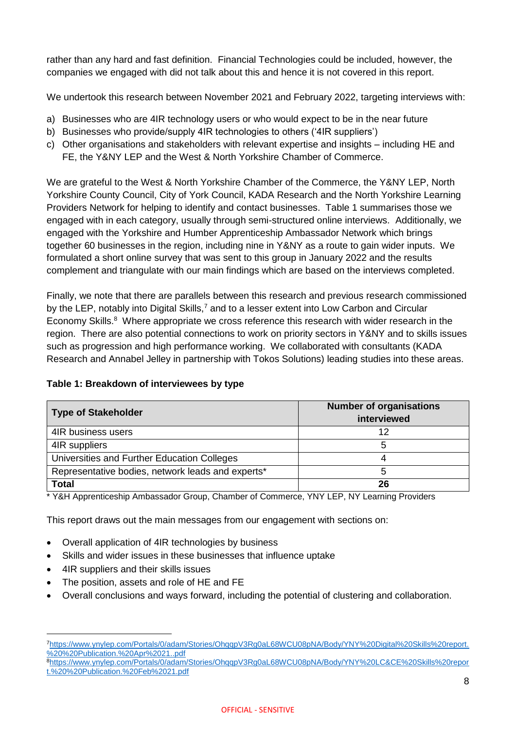rather than any hard and fast definition. Financial Technologies could be included, however, the companies we engaged with did not talk about this and hence it is not covered in this report.

We undertook this research between November 2021 and February 2022, targeting interviews with:

a) Businesses who are 4IR technology users or who would expect to be in the near future
b) Businesses who provide/supply 4IR technologies to others ('4IR suppliers')
c) Other organisations and stakeholders with relevant expertise and insights – including HE and FE, the Y&NY LEP and the West & North Yorkshire Chamber of Commerce.

We are grateful to the West & North Yorkshire Chamber of the Commerce, the Y&NY LEP, North Yorkshire County Council, City of York Council, KADA Research and the North Yorkshire Learning Providers Network for helping to identify and contact businesses. Table 1 summarises those we engaged with in each category, usually through semi-structured online interviews. Additionally, we engaged with the Yorkshire and Humber Apprenticeship Ambassador Network which brings together 60 businesses in the region, including nine in Y&NY as a route to gain wider inputs. We formulated a short online survey that was sent to this group in January 2022 and the results complement and triangulate with our main findings which are based on the interviews completed.

Finally, we note that there are parallels between this research and previous research commissioned by the LEP, notably into Digital Skills,[7] and to a lesser extent into Low Carbon and Circular Economy Skills.[8] Where appropriate we cross reference this research with wider research in the region. There are also potential connections to work on priority sectors in Y&NY and to skills issues such as progression and high performance working. We collaborated with consultants (KADA Research and Annabel Jelley in partnership with Tokos Solutions) leading studies into these areas.

**Table 1: Breakdown of interviewees by type**

| Type of Stakeholder | Number of organisations interviewed |
|---|---|
| 4IR business users | 12 |
| 4IR suppliers | 5 |
| Universities and Further Education Colleges | 4 |
| Representative bodies, network leads and experts* | 5 |
| **Total** | **26** |

* Y&H Apprenticeship Ambassador Group, Chamber of Commerce, YNY LEP, NY Learning Providers

This report draws out the main messages from our engagement with sections on:

- Overall application of 4IR technologies by business
- Skills and wider issues in these businesses that influence uptake
- 4IR suppliers and their skills issues
- The position, assets and role of HE and FE
- Overall conclusions and ways forward, including the potential of clustering and collaboration.

[7] https://www.ynylep.com/Portals/0/adam/Stories/OhqqpV3Rg0aL68WCU08pNA/Body/YNY%20Digital%20Skills%20report.%20%20Publication.%20Apr%2021..pdf

[8] https://www.ynylep.com/Portals/0/adam/Stories/OhqqpV3Rg0aL68WCU08pNA/Body/YNY%20LC&CE%20Skills%20report.%20%20Publication.%20Feb%2021.pdf

OFFICIAL - SENSITIVE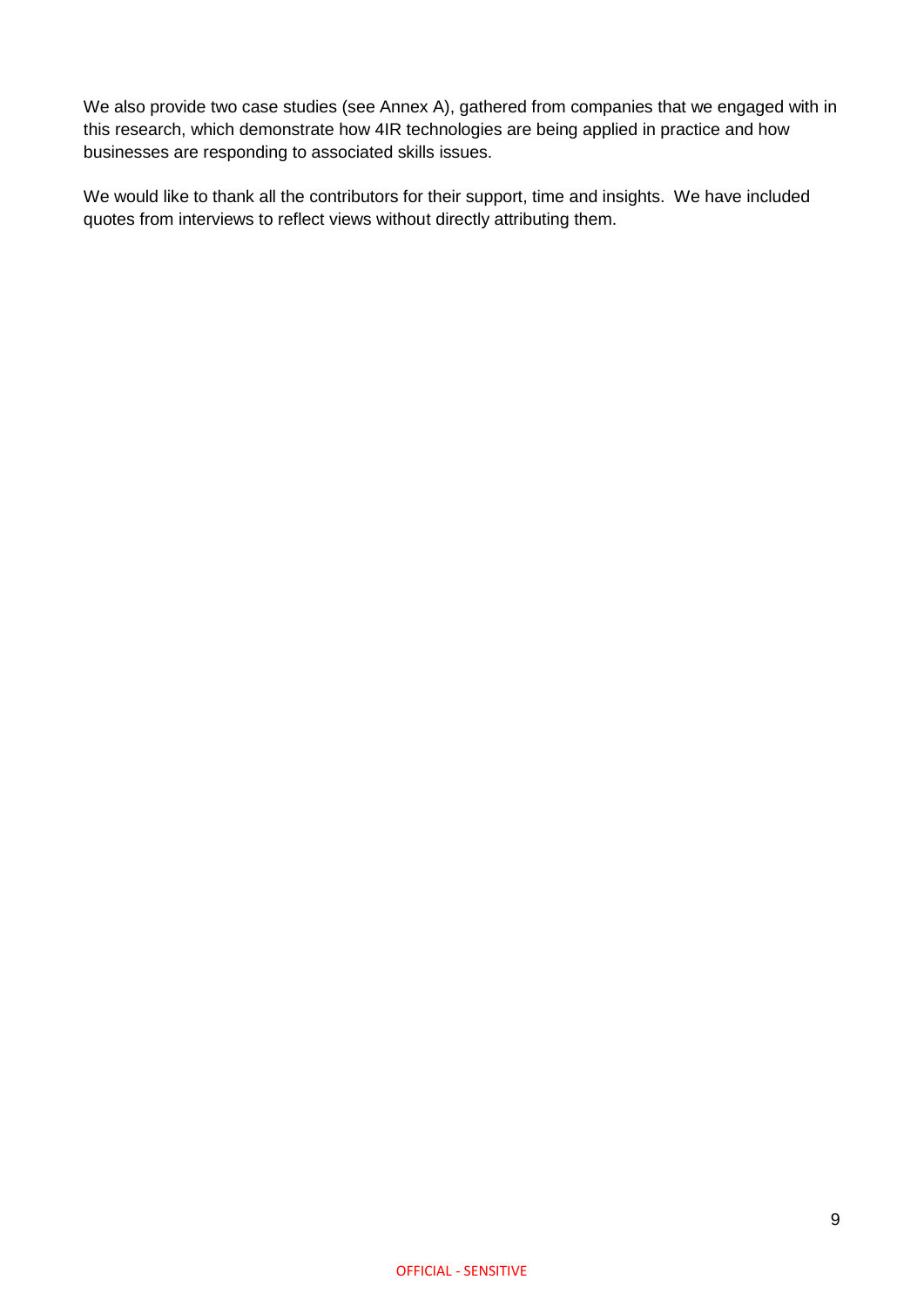We also provide two case studies (see Annex A), gathered from companies that we engaged with in this research, which demonstrate how 4IR technologies are being applied in practice and how businesses are responding to associated skills issues.

We would like to thank all the contributors for their support, time and insights. We have included quotes from interviews to reflect views without directly attributing them.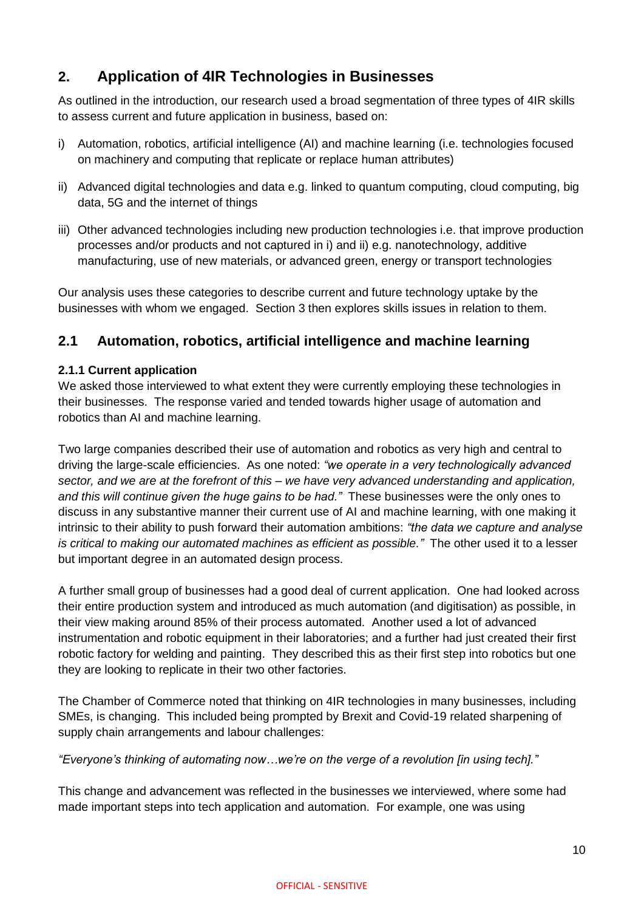## 2. Application of 4IR Technologies in Businesses

As outlined in the introduction, our research used a broad segmentation of three types of 4IR skills to assess current and future application in business, based on:

i) Automation, robotics, artificial intelligence (AI) and machine learning (i.e. technologies focused on machinery and computing that replicate or replace human attributes)

ii) Advanced digital technologies and data e.g. linked to quantum computing, cloud computing, big data, 5G and the internet of things

iii) Other advanced technologies including new production technologies i.e. that improve production processes and/or products and not captured in i) and ii) e.g. nanotechnology, additive manufacturing, use of new materials, or advanced green, energy or transport technologies

Our analysis uses these categories to describe current and future technology uptake by the businesses with whom we engaged. Section 3 then explores skills issues in relation to them.

### 2.1 Automation, robotics, artificial intelligence and machine learning

#### 2.1.1 Current application

We asked those interviewed to what extent they were currently employing these technologies in their businesses. The response varied and tended towards higher usage of automation and robotics than AI and machine learning.

Two large companies described their use of automation and robotics as very high and central to driving the large-scale efficiencies. As one noted: *"we operate in a very technologically advanced sector, and we are at the forefront of this – we have very advanced understanding and application, and this will continue given the huge gains to be had."* These businesses were the only ones to discuss in any substantive manner their current use of AI and machine learning, with one making it intrinsic to their ability to push forward their automation ambitions: *"the data we capture and analyse is critical to making our automated machines as efficient as possible."* The other used it to a lesser but important degree in an automated design process.

A further small group of businesses had a good deal of current application. One had looked across their entire production system and introduced as much automation (and digitisation) as possible, in their view making around 85% of their process automated. Another used a lot of advanced instrumentation and robotic equipment in their laboratories; and a further had just created their first robotic factory for welding and painting. They described this as their first step into robotics but one they are looking to replicate in their two other factories.

The Chamber of Commerce noted that thinking on 4IR technologies in many businesses, including SMEs, is changing. This included being prompted by Brexit and Covid-19 related sharpening of supply chain arrangements and labour challenges:

*"Everyone's thinking of automating now…we're on the verge of a revolution [in using tech]."*

This change and advancement was reflected in the businesses we interviewed, where some had made important steps into tech application and automation. For example, one was using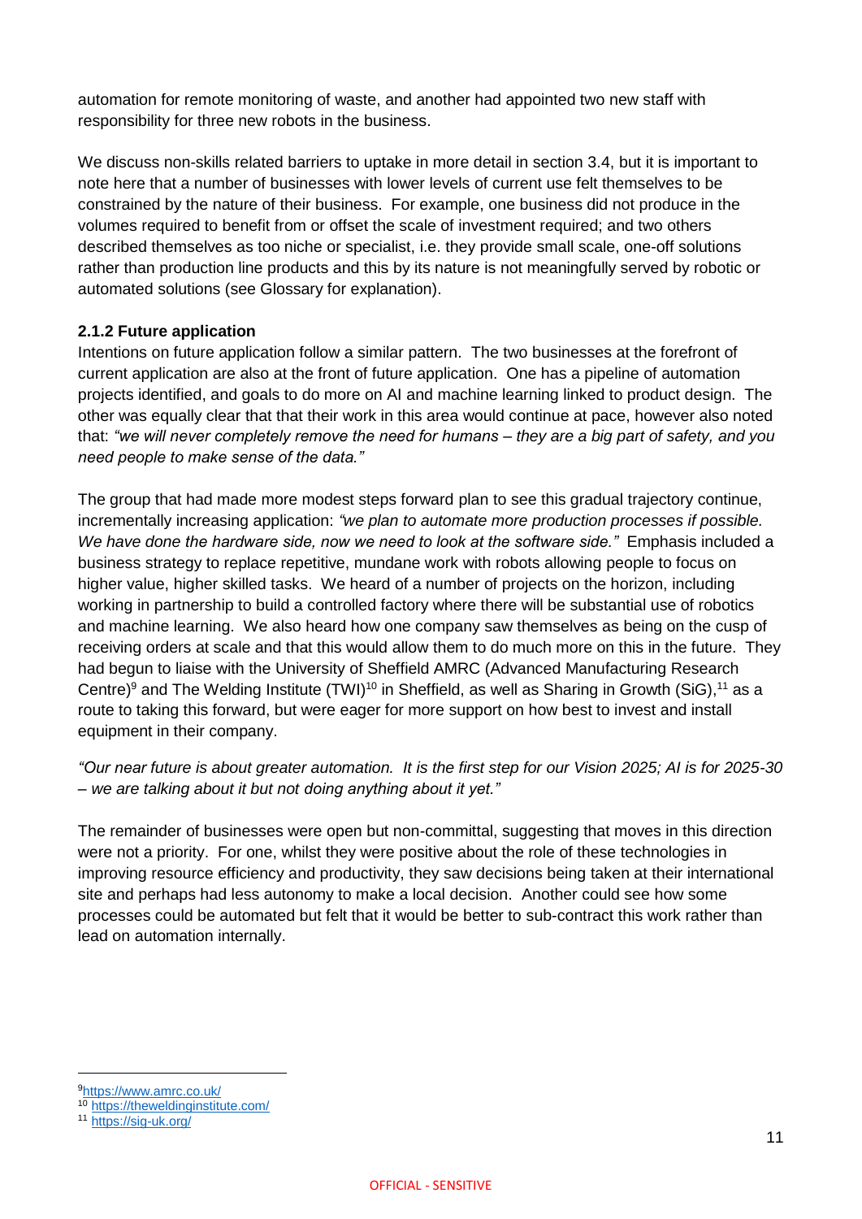automation for remote monitoring of waste, and another had appointed two new staff with responsibility for three new robots in the business.

We discuss non-skills related barriers to uptake in more detail in section 3.4, but it is important to note here that a number of businesses with lower levels of current use felt themselves to be constrained by the nature of their business. For example, one business did not produce in the volumes required to benefit from or offset the scale of investment required; and two others described themselves as too niche or specialist, i.e. they provide small scale, one-off solutions rather than production line products and this by its nature is not meaningfully served by robotic or automated solutions (see Glossary for explanation).

### 2.1.2 Future application

Intentions on future application follow a similar pattern. The two businesses at the forefront of current application are also at the front of future application. One has a pipeline of automation projects identified, and goals to do more on AI and machine learning linked to product design. The other was equally clear that that their work in this area would continue at pace, however also noted that: *"we will never completely remove the need for humans – they are a big part of safety, and you need people to make sense of the data."*

The group that had made more modest steps forward plan to see this gradual trajectory continue, incrementally increasing application: *"we plan to automate more production processes if possible. We have done the hardware side, now we need to look at the software side."* Emphasis included a business strategy to replace repetitive, mundane work with robots allowing people to focus on higher value, higher skilled tasks. We heard of a number of projects on the horizon, including working in partnership to build a controlled factory where there will be substantial use of robotics and machine learning. We also heard how one company saw themselves as being on the cusp of receiving orders at scale and that this would allow them to do much more on this in the future. They had begun to liaise with the University of Sheffield AMRC (Advanced Manufacturing Research Centre)[9] and The Welding Institute (TWI)[10] in Sheffield, as well as Sharing in Growth (SiG),[11] as a route to taking this forward, but were eager for more support on how best to invest and install equipment in their company.

*"Our near future is about greater automation. It is the first step for our Vision 2025; AI is for 2025-30 – we are talking about it but not doing anything about it yet."*

The remainder of businesses were open but non-committal, suggesting that moves in this direction were not a priority. For one, whilst they were positive about the role of these technologies in improving resource efficiency and productivity, they saw decisions being taken at their international site and perhaps had less autonomy to make a local decision. Another could see how some processes could be automated but felt that it would be better to sub-contract this work rather than lead on automation internally.

---

[9] https://www.amrc.co.uk/
[10] https://theweldinginstitute.com/
[11] https://sig-uk.org/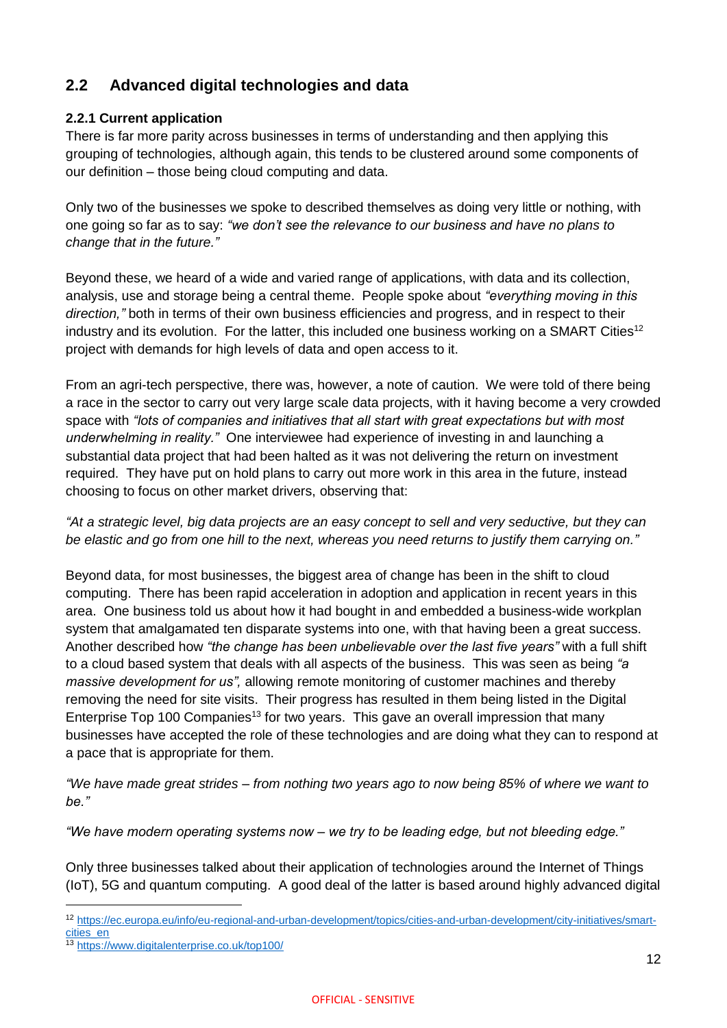## 2.2 Advanced digital technologies and data

### 2.2.1 Current application

There is far more parity across businesses in terms of understanding and then applying this grouping of technologies, although again, this tends to be clustered around some components of our definition – those being cloud computing and data.

Only two of the businesses we spoke to described themselves as doing very little or nothing, with one going so far as to say: *"we don't see the relevance to our business and have no plans to change that in the future."*

Beyond these, we heard of a wide and varied range of applications, with data and its collection, analysis, use and storage being a central theme. People spoke about *"everything moving in this direction,"* both in terms of their own business efficiencies and progress, and in respect to their industry and its evolution. For the latter, this included one business working on a SMART Cities[12] project with demands for high levels of data and open access to it.

From an agri-tech perspective, there was, however, a note of caution. We were told of there being a race in the sector to carry out very large scale data projects, with it having become a very crowded space with *"lots of companies and initiatives that all start with great expectations but with most underwhelming in reality."* One interviewee had experience of investing in and launching a substantial data project that had been halted as it was not delivering the return on investment required. They have put on hold plans to carry out more work in this area in the future, instead choosing to focus on other market drivers, observing that:

*"At a strategic level, big data projects are an easy concept to sell and very seductive, but they can be elastic and go from one hill to the next, whereas you need returns to justify them carrying on."*

Beyond data, for most businesses, the biggest area of change has been in the shift to cloud computing. There has been rapid acceleration in adoption and application in recent years in this area. One business told us about how it had bought in and embedded a business-wide workplan system that amalgamated ten disparate systems into one, with that having been a great success. Another described how *"the change has been unbelievable over the last five years"* with a full shift to a cloud based system that deals with all aspects of the business. This was seen as being *"a massive development for us",* allowing remote monitoring of customer machines and thereby removing the need for site visits. Their progress has resulted in them being listed in the Digital Enterprise Top 100 Companies[13] for two years. This gave an overall impression that many businesses have accepted the role of these technologies and are doing what they can to respond at a pace that is appropriate for them.

*"We have made great strides – from nothing two years ago to now being 85% of where we want to be."*

*"We have modern operating systems now – we try to be leading edge, but not bleeding edge."*

Only three businesses talked about their application of technologies around the Internet of Things (IoT), 5G and quantum computing. A good deal of the latter is based around highly advanced digital

[12] https://ec.europa.eu/info/eu-regional-and-urban-development/topics/cities-and-urban-development/city-initiatives/smart-cities_en

[13] https://www.digitalenterprise.co.uk/top100/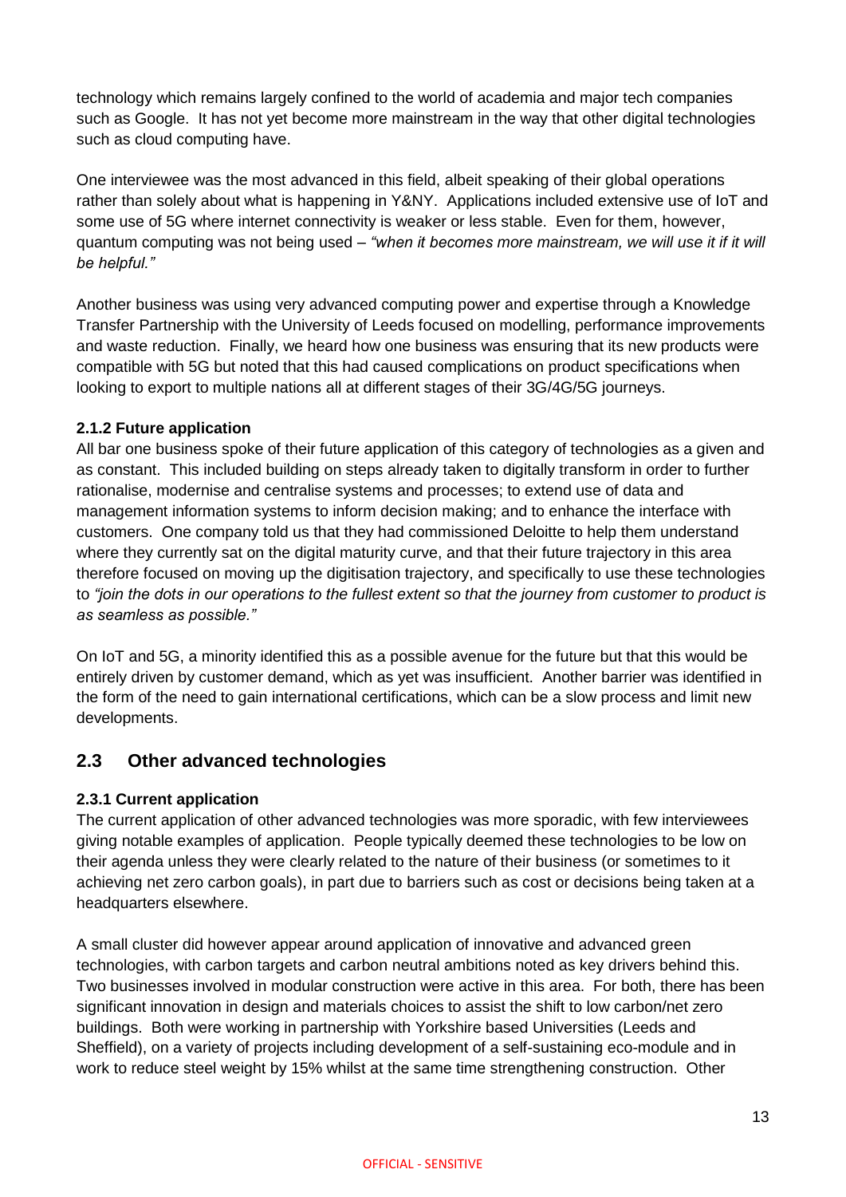technology which remains largely confined to the world of academia and major tech companies such as Google. It has not yet become more mainstream in the way that other digital technologies such as cloud computing have.

One interviewee was the most advanced in this field, albeit speaking of their global operations rather than solely about what is happening in Y&NY. Applications included extensive use of IoT and some use of 5G where internet connectivity is weaker or less stable. Even for them, however, quantum computing was not being used – *"when it becomes more mainstream, we will use it if it will be helpful."*

Another business was using very advanced computing power and expertise through a Knowledge Transfer Partnership with the University of Leeds focused on modelling, performance improvements and waste reduction. Finally, we heard how one business was ensuring that its new products were compatible with 5G but noted that this had caused complications on product specifications when looking to export to multiple nations all at different stages of their 3G/4G/5G journeys.

#### 2.1.2 Future application

All bar one business spoke of their future application of this category of technologies as a given and as constant. This included building on steps already taken to digitally transform in order to further rationalise, modernise and centralise systems and processes; to extend use of data and management information systems to inform decision making; and to enhance the interface with customers. One company told us that they had commissioned Deloitte to help them understand where they currently sat on the digital maturity curve, and that their future trajectory in this area therefore focused on moving up the digitisation trajectory, and specifically to use these technologies to *"join the dots in our operations to the fullest extent so that the journey from customer to product is as seamless as possible."*

On IoT and 5G, a minority identified this as a possible avenue for the future but that this would be entirely driven by customer demand, which as yet was insufficient. Another barrier was identified in the form of the need to gain international certifications, which can be a slow process and limit new developments.

## 2.3 Other advanced technologies

#### 2.3.1 Current application

The current application of other advanced technologies was more sporadic, with few interviewees giving notable examples of application. People typically deemed these technologies to be low on their agenda unless they were clearly related to the nature of their business (or sometimes to it achieving net zero carbon goals), in part due to barriers such as cost or decisions being taken at a headquarters elsewhere.

A small cluster did however appear around application of innovative and advanced green technologies, with carbon targets and carbon neutral ambitions noted as key drivers behind this. Two businesses involved in modular construction were active in this area. For both, there has been significant innovation in design and materials choices to assist the shift to low carbon/net zero buildings. Both were working in partnership with Yorkshire based Universities (Leeds and Sheffield), on a variety of projects including development of a self-sustaining eco-module and in work to reduce steel weight by 15% whilst at the same time strengthening construction. Other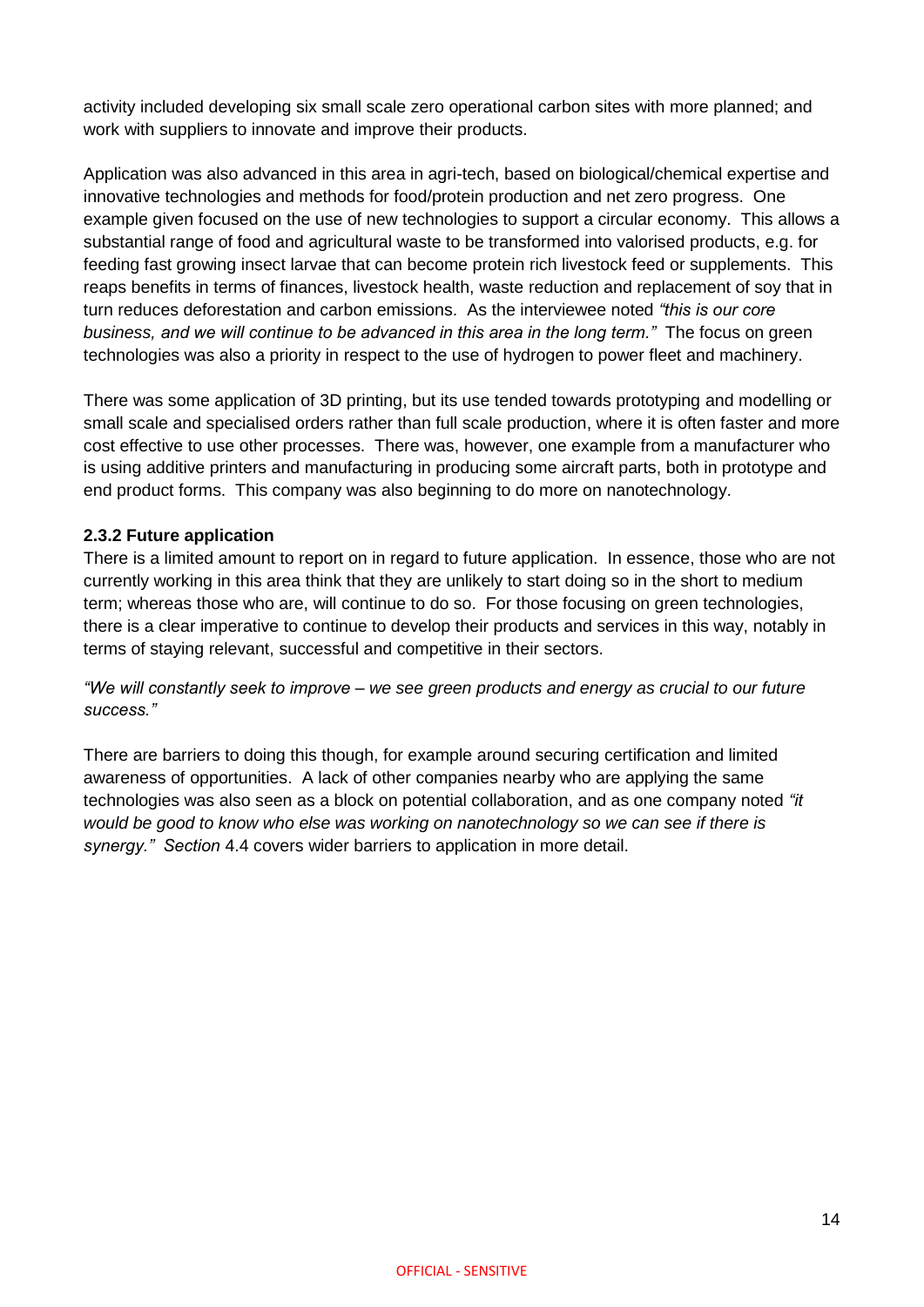activity included developing six small scale zero operational carbon sites with more planned; and work with suppliers to innovate and improve their products.

Application was also advanced in this area in agri-tech, based on biological/chemical expertise and innovative technologies and methods for food/protein production and net zero progress. One example given focused on the use of new technologies to support a circular economy. This allows a substantial range of food and agricultural waste to be transformed into valorised products, e.g. for feeding fast growing insect larvae that can become protein rich livestock feed or supplements. This reaps benefits in terms of finances, livestock health, waste reduction and replacement of soy that in turn reduces deforestation and carbon emissions. As the interviewee noted *"this is our core business, and we will continue to be advanced in this area in the long term."* The focus on green technologies was also a priority in respect to the use of hydrogen to power fleet and machinery.

There was some application of 3D printing, but its use tended towards prototyping and modelling or small scale and specialised orders rather than full scale production, where it is often faster and more cost effective to use other processes. There was, however, one example from a manufacturer who is using additive printers and manufacturing in producing some aircraft parts, both in prototype and end product forms. This company was also beginning to do more on nanotechnology.

**2.3.2 Future application**

There is a limited amount to report on in regard to future application. In essence, those who are not currently working in this area think that they are unlikely to start doing so in the short to medium term; whereas those who are, will continue to do so. For those focusing on green technologies, there is a clear imperative to continue to develop their products and services in this way, notably in terms of staying relevant, successful and competitive in their sectors.

*"We will constantly seek to improve – we see green products and energy as crucial to our future success."*

There are barriers to doing this though, for example around securing certification and limited awareness of opportunities. A lack of other companies nearby who are applying the same technologies was also seen as a block on potential collaboration, and as one company noted *"it would be good to know who else was working on nanotechnology so we can see if there is synergy." Section* 4.4 covers wider barriers to application in more detail.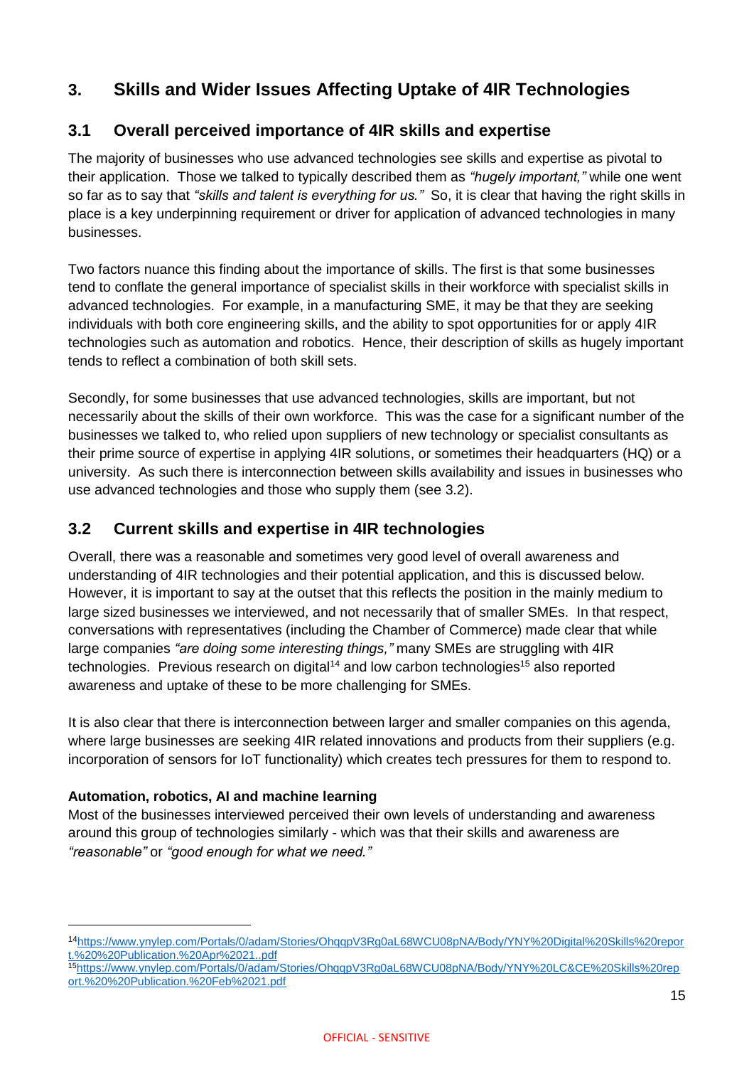## 3. Skills and Wider Issues Affecting Uptake of 4IR Technologies

### 3.1 Overall perceived importance of 4IR skills and expertise

The majority of businesses who use advanced technologies see skills and expertise as pivotal to their application. Those we talked to typically described them as *"hugely important,"* while one went so far as to say that *"skills and talent is everything for us."* So, it is clear that having the right skills in place is a key underpinning requirement or driver for application of advanced technologies in many businesses.

Two factors nuance this finding about the importance of skills. The first is that some businesses tend to conflate the general importance of specialist skills in their workforce with specialist skills in advanced technologies. For example, in a manufacturing SME, it may be that they are seeking individuals with both core engineering skills, and the ability to spot opportunities for or apply 4IR technologies such as automation and robotics. Hence, their description of skills as hugely important tends to reflect a combination of both skill sets.

Secondly, for some businesses that use advanced technologies, skills are important, but not necessarily about the skills of their own workforce. This was the case for a significant number of the businesses we talked to, who relied upon suppliers of new technology or specialist consultants as their prime source of expertise in applying 4IR solutions, or sometimes their headquarters (HQ) or a university. As such there is interconnection between skills availability and issues in businesses who use advanced technologies and those who supply them (see 3.2).

### 3.2 Current skills and expertise in 4IR technologies

Overall, there was a reasonable and sometimes very good level of overall awareness and understanding of 4IR technologies and their potential application, and this is discussed below. However, it is important to say at the outset that this reflects the position in the mainly medium to large sized businesses we interviewed, and not necessarily that of smaller SMEs. In that respect, conversations with representatives (including the Chamber of Commerce) made clear that while large companies *"are doing some interesting things,"* many SMEs are struggling with 4IR technologies. Previous research on digital[14] and low carbon technologies[15] also reported awareness and uptake of these to be more challenging for SMEs.

It is also clear that there is interconnection between larger and smaller companies on this agenda, where large businesses are seeking 4IR related innovations and products from their suppliers (e.g. incorporation of sensors for IoT functionality) which creates tech pressures for them to respond to.

**Automation, robotics, AI and machine learning**

Most of the businesses interviewed perceived their own levels of understanding and awareness around this group of technologies similarly - which was that their skills and awareness are *"reasonable"* or *"good enough for what we need."*

---

[14] https://www.ynylep.com/Portals/0/adam/Stories/OhqqpV3Rg0aL68WCU08pNA/Body/YNY%20Digital%20Skills%20report.%20%20Publication.%20Apr%2021..pdf

[15] https://www.ynylep.com/Portals/0/adam/Stories/OhqqpV3Rg0aL68WCU08pNA/Body/YNY%20LC&CE%20Skills%20report.%20%20Publication.%20Feb%2021.pdf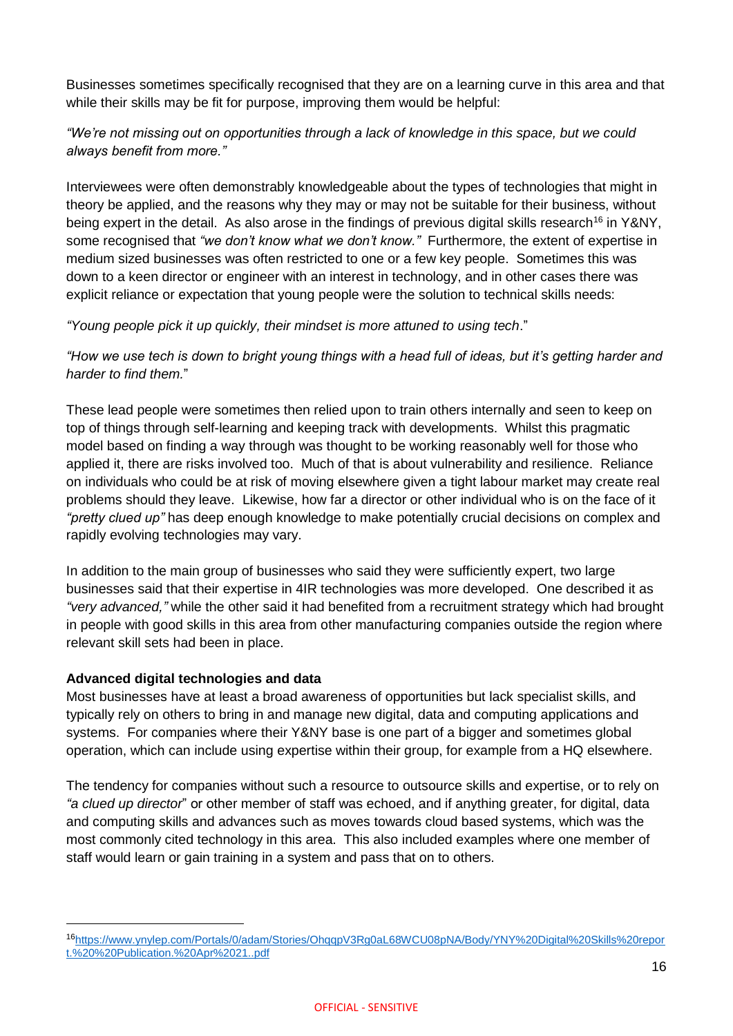Businesses sometimes specifically recognised that they are on a learning curve in this area and that while their skills may be fit for purpose, improving them would be helpful:

*"We're not missing out on opportunities through a lack of knowledge in this space, but we could always benefit from more."*

Interviewees were often demonstrably knowledgeable about the types of technologies that might in theory be applied, and the reasons why they may or may not be suitable for their business, without being expert in the detail. As also arose in the findings of previous digital skills research[16] in Y&NY, some recognised that *"we don't know what we don't know."* Furthermore, the extent of expertise in medium sized businesses was often restricted to one or a few key people. Sometimes this was down to a keen director or engineer with an interest in technology, and in other cases there was explicit reliance or expectation that young people were the solution to technical skills needs:

*"Young people pick it up quickly, their mindset is more attuned to using tech*."

*"How we use tech is down to bright young things with a head full of ideas, but it's getting harder and harder to find them.*"

These lead people were sometimes then relied upon to train others internally and seen to keep on top of things through self-learning and keeping track with developments. Whilst this pragmatic model based on finding a way through was thought to be working reasonably well for those who applied it, there are risks involved too. Much of that is about vulnerability and resilience. Reliance on individuals who could be at risk of moving elsewhere given a tight labour market may create real problems should they leave. Likewise, how far a director or other individual who is on the face of it *"pretty clued up"* has deep enough knowledge to make potentially crucial decisions on complex and rapidly evolving technologies may vary.

In addition to the main group of businesses who said they were sufficiently expert, two large businesses said that their expertise in 4IR technologies was more developed. One described it as *"very advanced,"* while the other said it had benefited from a recruitment strategy which had brought in people with good skills in this area from other manufacturing companies outside the region where relevant skill sets had been in place.

**Advanced digital technologies and data**

Most businesses have at least a broad awareness of opportunities but lack specialist skills, and typically rely on others to bring in and manage new digital, data and computing applications and systems. For companies where their Y&NY base is one part of a bigger and sometimes global operation, which can include using expertise within their group, for example from a HQ elsewhere.

The tendency for companies without such a resource to outsource skills and expertise, or to rely on *"a clued up director*" or other member of staff was echoed, and if anything greater, for digital, data and computing skills and advances such as moves towards cloud based systems, which was the most commonly cited technology in this area. This also included examples where one member of staff would learn or gain training in a system and pass that on to others.

---

[16] https://www.ynylep.com/Portals/0/adam/Stories/OhqqpV3Rg0aL68WCU08pNA/Body/YNY%20Digital%20Skills%20report.%20%20Publication.%20Apr%2021..pdf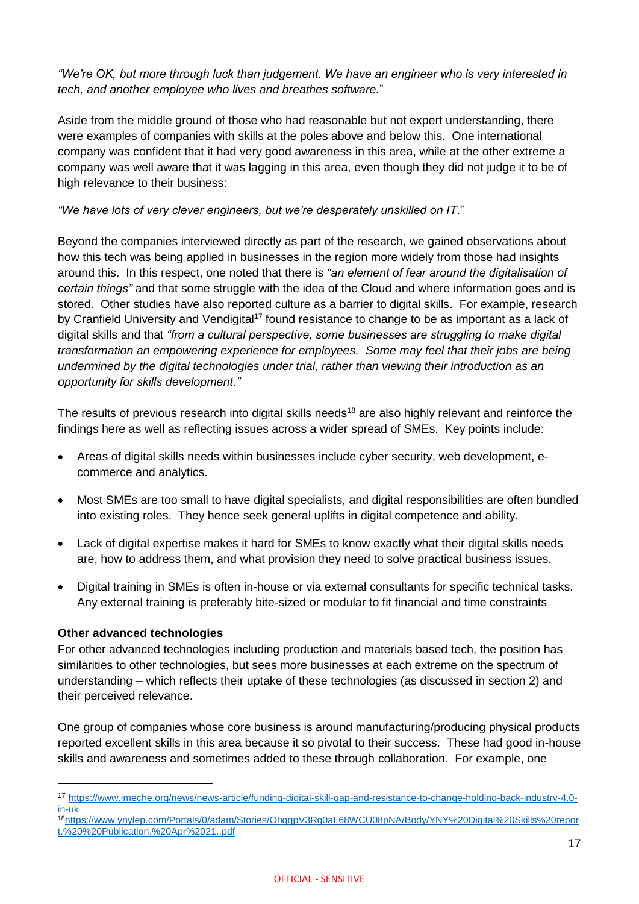*"We're OK, but more through luck than judgement. We have an engineer who is very interested in tech, and another employee who lives and breathes software.*"

Aside from the middle ground of those who had reasonable but not expert understanding, there were examples of companies with skills at the poles above and below this. One international company was confident that it had very good awareness in this area, while at the other extreme a company was well aware that it was lagging in this area, even though they did not judge it to be of high relevance to their business:

*"We have lots of very clever engineers, but we're desperately unskilled on IT*."

Beyond the companies interviewed directly as part of the research, we gained observations about how this tech was being applied in businesses in the region more widely from those had insights around this. In this respect, one noted that there is *"an element of fear around the digitalisation of certain things"* and that some struggle with the idea of the Cloud and where information goes and is stored. Other studies have also reported culture as a barrier to digital skills. For example, research by Cranfield University and Vendigital[17] found resistance to change to be as important as a lack of digital skills and that *"from a cultural perspective, some businesses are struggling to make digital transformation an empowering experience for employees. Some may feel that their jobs are being undermined by the digital technologies under trial, rather than viewing their introduction as an opportunity for skills development."*

The results of previous research into digital skills needs[18] are also highly relevant and reinforce the findings here as well as reflecting issues across a wider spread of SMEs. Key points include:

- Areas of digital skills needs within businesses include cyber security, web development, e-commerce and analytics.
- Most SMEs are too small to have digital specialists, and digital responsibilities are often bundled into existing roles. They hence seek general uplifts in digital competence and ability.
- Lack of digital expertise makes it hard for SMEs to know exactly what their digital skills needs are, how to address them, and what provision they need to solve practical business issues.
- Digital training in SMEs is often in-house or via external consultants for specific technical tasks. Any external training is preferably bite-sized or modular to fit financial and time constraints

**Other advanced technologies**

For other advanced technologies including production and materials based tech, the position has similarities to other technologies, but sees more businesses at each extreme on the spectrum of understanding – which reflects their uptake of these technologies (as discussed in section 2) and their perceived relevance.

One group of companies whose core business is around manufacturing/producing physical products reported excellent skills in this area because it so pivotal to their success. These had good in-house skills and awareness and sometimes added to these through collaboration. For example, one

---

[17] https://www.imeche.org/news/news-article/funding-digital-skill-gap-and-resistance-to-change-holding-back-industry-4.0-in-uk

[18] https://www.ynylep.com/Portals/0/adam/Stories/OhqqpV3Rg0aL68WCU08pNA/Body/YNY%20Digital%20Skills%20report.%20%20Publication.%20Apr%2021..pdf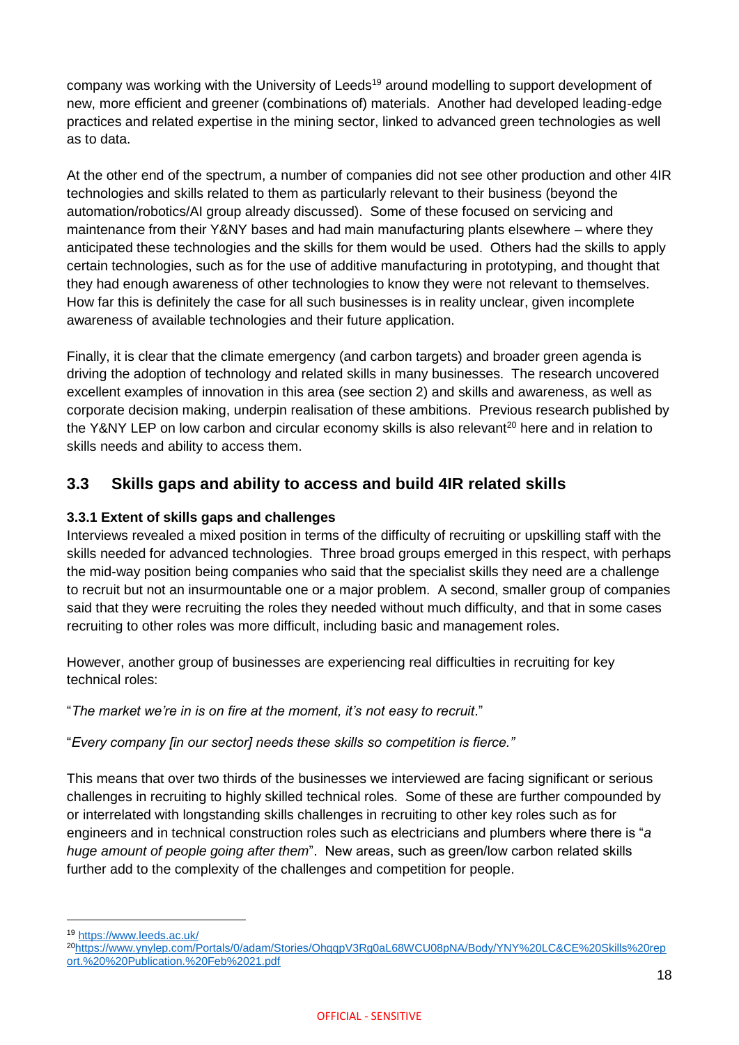company was working with the University of Leeds[19] around modelling to support development of new, more efficient and greener (combinations of) materials. Another had developed leading-edge practices and related expertise in the mining sector, linked to advanced green technologies as well as to data.

At the other end of the spectrum, a number of companies did not see other production and other 4IR technologies and skills related to them as particularly relevant to their business (beyond the automation/robotics/AI group already discussed). Some of these focused on servicing and maintenance from their Y&NY bases and had main manufacturing plants elsewhere – where they anticipated these technologies and the skills for them would be used. Others had the skills to apply certain technologies, such as for the use of additive manufacturing in prototyping, and thought that they had enough awareness of other technologies to know they were not relevant to themselves. How far this is definitely the case for all such businesses is in reality unclear, given incomplete awareness of available technologies and their future application.

Finally, it is clear that the climate emergency (and carbon targets) and broader green agenda is driving the adoption of technology and related skills in many businesses. The research uncovered excellent examples of innovation in this area (see section 2) and skills and awareness, as well as corporate decision making, underpin realisation of these ambitions. Previous research published by the Y&NY LEP on low carbon and circular economy skills is also relevant[20] here and in relation to skills needs and ability to access them.

## 3.3 Skills gaps and ability to access and build 4IR related skills

### 3.3.1 Extent of skills gaps and challenges

Interviews revealed a mixed position in terms of the difficulty of recruiting or upskilling staff with the skills needed for advanced technologies. Three broad groups emerged in this respect, with perhaps the mid-way position being companies who said that the specialist skills they need are a challenge to recruit but not an insurmountable one or a major problem. A second, smaller group of companies said that they were recruiting the roles they needed without much difficulty, and that in some cases recruiting to other roles was more difficult, including basic and management roles.

However, another group of businesses are experiencing real difficulties in recruiting for key technical roles:

"*The market we're in is on fire at the moment, it's not easy to recruit*."

"*Every company [in our sector] needs these skills so competition is fierce."*

This means that over two thirds of the businesses we interviewed are facing significant or serious challenges in recruiting to highly skilled technical roles. Some of these are further compounded by or interrelated with longstanding skills challenges in recruiting to other key roles such as for engineers and in technical construction roles such as electricians and plumbers where there is "*a huge amount of people going after them*". New areas, such as green/low carbon related skills further add to the complexity of the challenges and competition for people.

---

[19] https://www.leeds.ac.uk/

[20] https://www.ynylep.com/Portals/0/adam/Stories/OhqqpV3Rg0aL68WCU08pNA/Body/YNY%20LC&CE%20Skills%20report.%20%20Publication.%20Feb%2021.pdf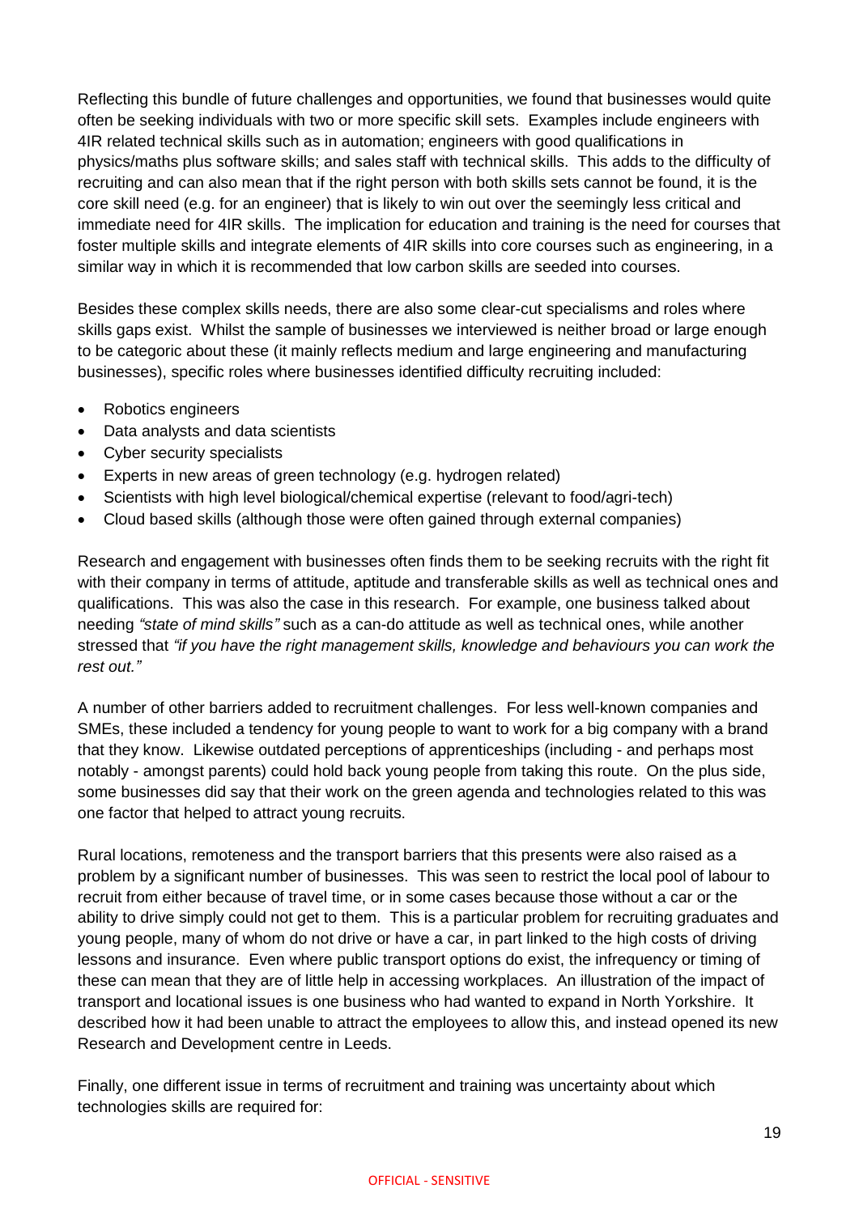Reflecting this bundle of future challenges and opportunities, we found that businesses would quite often be seeking individuals with two or more specific skill sets. Examples include engineers with 4IR related technical skills such as in automation; engineers with good qualifications in physics/maths plus software skills; and sales staff with technical skills. This adds to the difficulty of recruiting and can also mean that if the right person with both skills sets cannot be found, it is the core skill need (e.g. for an engineer) that is likely to win out over the seemingly less critical and immediate need for 4IR skills. The implication for education and training is the need for courses that foster multiple skills and integrate elements of 4IR skills into core courses such as engineering, in a similar way in which it is recommended that low carbon skills are seeded into courses.

Besides these complex skills needs, there are also some clear-cut specialisms and roles where skills gaps exist. Whilst the sample of businesses we interviewed is neither broad or large enough to be categoric about these (it mainly reflects medium and large engineering and manufacturing businesses), specific roles where businesses identified difficulty recruiting included:

- Robotics engineers
- Data analysts and data scientists
- Cyber security specialists
- Experts in new areas of green technology (e.g. hydrogen related)
- Scientists with high level biological/chemical expertise (relevant to food/agri-tech)
- Cloud based skills (although those were often gained through external companies)

Research and engagement with businesses often finds them to be seeking recruits with the right fit with their company in terms of attitude, aptitude and transferable skills as well as technical ones and qualifications. This was also the case in this research. For example, one business talked about needing *"state of mind skills"* such as a can-do attitude as well as technical ones, while another stressed that *"if you have the right management skills, knowledge and behaviours you can work the rest out."*

A number of other barriers added to recruitment challenges. For less well-known companies and SMEs, these included a tendency for young people to want to work for a big company with a brand that they know. Likewise outdated perceptions of apprenticeships (including - and perhaps most notably - amongst parents) could hold back young people from taking this route. On the plus side, some businesses did say that their work on the green agenda and technologies related to this was one factor that helped to attract young recruits.

Rural locations, remoteness and the transport barriers that this presents were also raised as a problem by a significant number of businesses. This was seen to restrict the local pool of labour to recruit from either because of travel time, or in some cases because those without a car or the ability to drive simply could not get to them. This is a particular problem for recruiting graduates and young people, many of whom do not drive or have a car, in part linked to the high costs of driving lessons and insurance. Even where public transport options do exist, the infrequency or timing of these can mean that they are of little help in accessing workplaces. An illustration of the impact of transport and locational issues is one business who had wanted to expand in North Yorkshire. It described how it had been unable to attract the employees to allow this, and instead opened its new Research and Development centre in Leeds.

Finally, one different issue in terms of recruitment and training was uncertainty about which technologies skills are required for: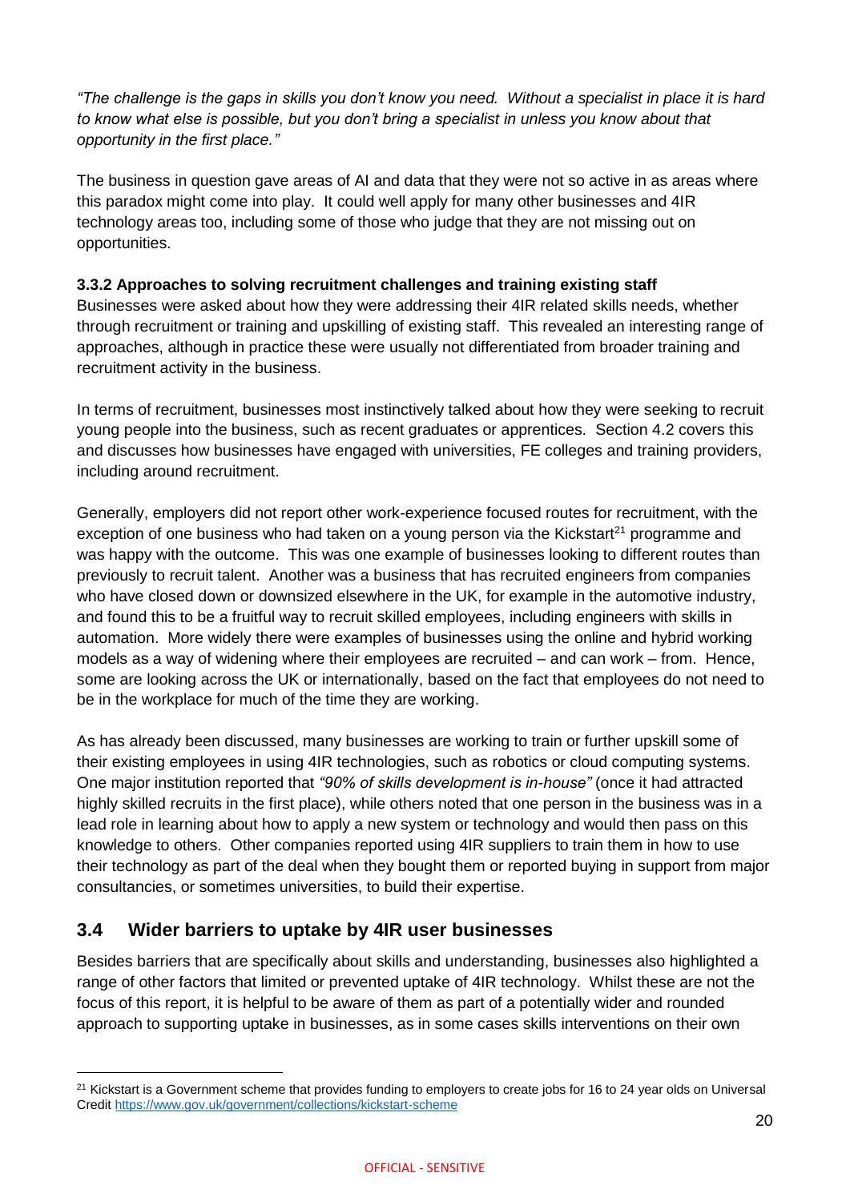*"The challenge is the gaps in skills you don't know you need. Without a specialist in place it is hard to know what else is possible, but you don't bring a specialist in unless you know about that opportunity in the first place."*

The business in question gave areas of AI and data that they were not so active in as areas where this paradox might come into play. It could well apply for many other businesses and 4IR technology areas too, including some of those who judge that they are not missing out on opportunities.

#### 3.3.2 Approaches to solving recruitment challenges and training existing staff

Businesses were asked about how they were addressing their 4IR related skills needs, whether through recruitment or training and upskilling of existing staff. This revealed an interesting range of approaches, although in practice these were usually not differentiated from broader training and recruitment activity in the business.

In terms of recruitment, businesses most instinctively talked about how they were seeking to recruit young people into the business, such as recent graduates or apprentices. Section 4.2 covers this and discusses how businesses have engaged with universities, FE colleges and training providers, including around recruitment.

Generally, employers did not report other work-experience focused routes for recruitment, with the exception of one business who had taken on a young person via the Kickstart[21] programme and was happy with the outcome. This was one example of businesses looking to different routes than previously to recruit talent. Another was a business that has recruited engineers from companies who have closed down or downsized elsewhere in the UK, for example in the automotive industry, and found this to be a fruitful way to recruit skilled employees, including engineers with skills in automation. More widely there were examples of businesses using the online and hybrid working models as a way of widening where their employees are recruited – and can work – from. Hence, some are looking across the UK or internationally, based on the fact that employees do not need to be in the workplace for much of the time they are working.

As has already been discussed, many businesses are working to train or further upskill some of their existing employees in using 4IR technologies, such as robotics or cloud computing systems. One major institution reported that *"90% of skills development is in-house"* (once it had attracted highly skilled recruits in the first place), while others noted that one person in the business was in a lead role in learning about how to apply a new system or technology and would then pass on this knowledge to others. Other companies reported using 4IR suppliers to train them in how to use their technology as part of the deal when they bought them or reported buying in support from major consultancies, or sometimes universities, to build their expertise.

## 3.4 Wider barriers to uptake by 4IR user businesses

Besides barriers that are specifically about skills and understanding, businesses also highlighted a range of other factors that limited or prevented uptake of 4IR technology. Whilst these are not the focus of this report, it is helpful to be aware of them as part of a potentially wider and rounded approach to supporting uptake in businesses, as in some cases skills interventions on their own

[21] Kickstart is a Government scheme that provides funding to employers to create jobs for 16 to 24 year olds on Universal Credit https://www.gov.uk/government/collections/kickstart-scheme

OFFICIAL - SENSITIVE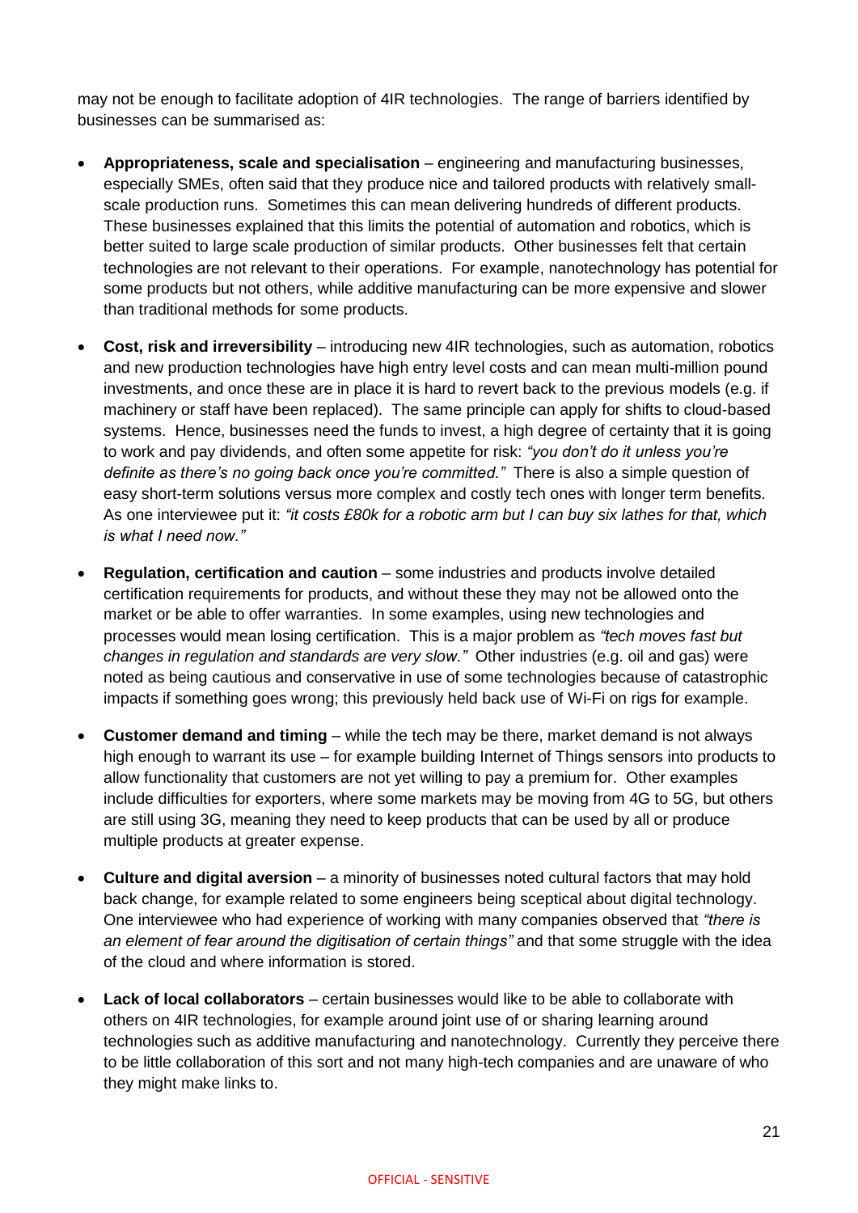may not be enough to facilitate adoption of 4IR technologies. The range of barriers identified by businesses can be summarised as:

- **Appropriateness, scale and specialisation** – engineering and manufacturing businesses, especially SMEs, often said that they produce nice and tailored products with relatively small-scale production runs. Sometimes this can mean delivering hundreds of different products. These businesses explained that this limits the potential of automation and robotics, which is better suited to large scale production of similar products. Other businesses felt that certain technologies are not relevant to their operations. For example, nanotechnology has potential for some products but not others, while additive manufacturing can be more expensive and slower than traditional methods for some products.

- **Cost, risk and irreversibility** – introducing new 4IR technologies, such as automation, robotics and new production technologies have high entry level costs and can mean multi-million pound investments, and once these are in place it is hard to revert back to the previous models (e.g. if machinery or staff have been replaced). The same principle can apply for shifts to cloud-based systems. Hence, businesses need the funds to invest, a high degree of certainty that it is going to work and pay dividends, and often some appetite for risk: *"you don't do it unless you're definite as there's no going back once you're committed."* There is also a simple question of easy short-term solutions versus more complex and costly tech ones with longer term benefits. As one interviewee put it: *"it costs £80k for a robotic arm but I can buy six lathes for that, which is what I need now."*

- **Regulation, certification and caution** – some industries and products involve detailed certification requirements for products, and without these they may not be allowed onto the market or be able to offer warranties. In some examples, using new technologies and processes would mean losing certification. This is a major problem as *"tech moves fast but changes in regulation and standards are very slow."* Other industries (e.g. oil and gas) were noted as being cautious and conservative in use of some technologies because of catastrophic impacts if something goes wrong; this previously held back use of Wi-Fi on rigs for example.

- **Customer demand and timing** – while the tech may be there, market demand is not always high enough to warrant its use – for example building Internet of Things sensors into products to allow functionality that customers are not yet willing to pay a premium for. Other examples include difficulties for exporters, where some markets may be moving from 4G to 5G, but others are still using 3G, meaning they need to keep products that can be used by all or produce multiple products at greater expense.

- **Culture and digital aversion** – a minority of businesses noted cultural factors that may hold back change, for example related to some engineers being sceptical about digital technology. One interviewee who had experience of working with many companies observed that *"there is an element of fear around the digitisation of certain things"* and that some struggle with the idea of the cloud and where information is stored.

- **Lack of local collaborators** – certain businesses would like to be able to collaborate with others on 4IR technologies, for example around joint use of or sharing learning around technologies such as additive manufacturing and nanotechnology. Currently they perceive there to be little collaboration of this sort and not many high-tech companies and are unaware of who they might make links to.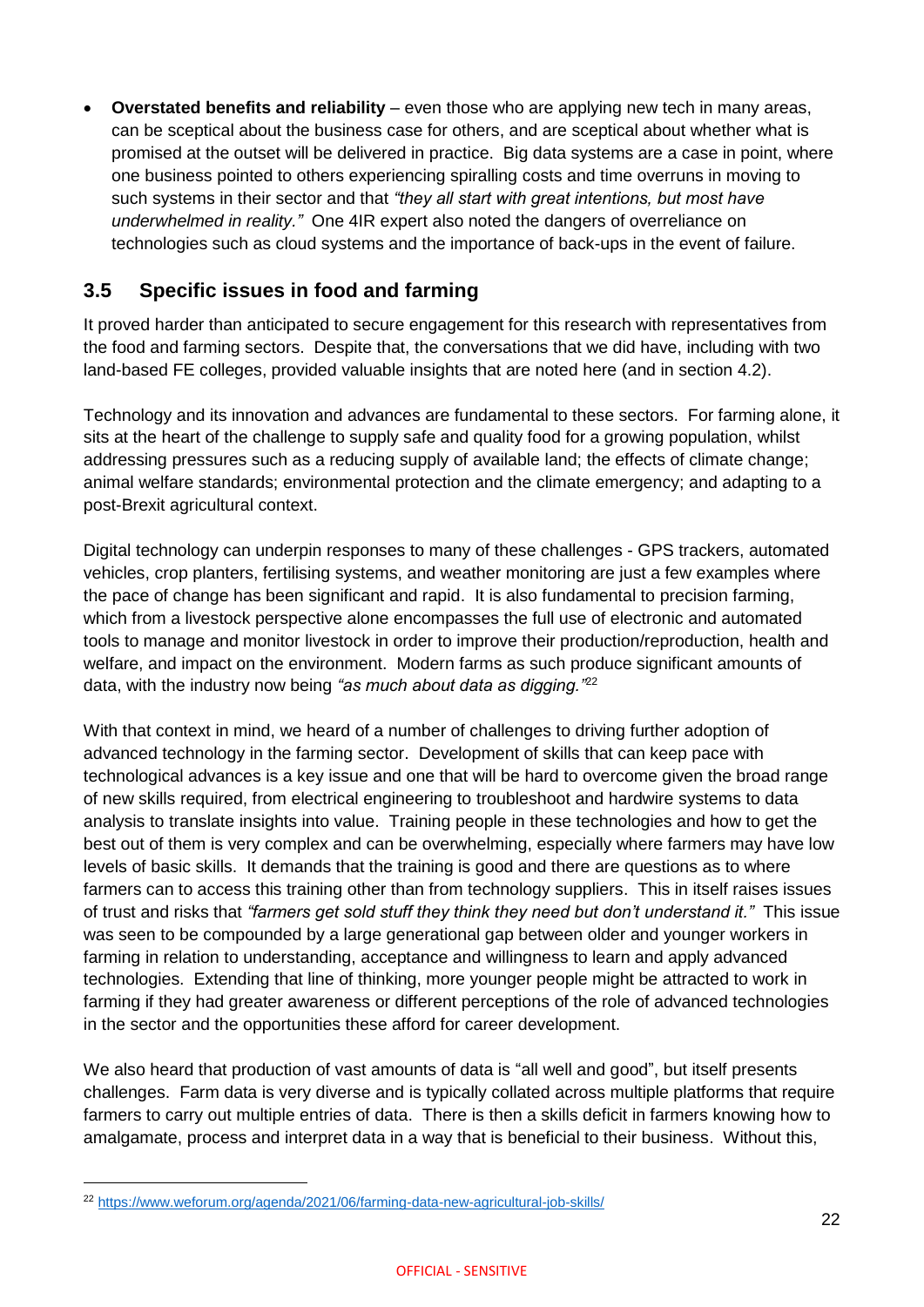- **Overstated benefits and reliability** – even those who are applying new tech in many areas, can be sceptical about the business case for others, and are sceptical about whether what is promised at the outset will be delivered in practice. Big data systems are a case in point, where one business pointed to others experiencing spiralling costs and time overruns in moving to such systems in their sector and that *"they all start with great intentions, but most have underwhelmed in reality."* One 4IR expert also noted the dangers of overreliance on technologies such as cloud systems and the importance of back-ups in the event of failure.

## 3.5 Specific issues in food and farming

It proved harder than anticipated to secure engagement for this research with representatives from the food and farming sectors. Despite that, the conversations that we did have, including with two land-based FE colleges, provided valuable insights that are noted here (and in section 4.2).

Technology and its innovation and advances are fundamental to these sectors. For farming alone, it sits at the heart of the challenge to supply safe and quality food for a growing population, whilst addressing pressures such as a reducing supply of available land; the effects of climate change; animal welfare standards; environmental protection and the climate emergency; and adapting to a post-Brexit agricultural context.

Digital technology can underpin responses to many of these challenges - GPS trackers, automated vehicles, crop planters, fertilising systems, and weather monitoring are just a few examples where the pace of change has been significant and rapid. It is also fundamental to precision farming, which from a livestock perspective alone encompasses the full use of electronic and automated tools to manage and monitor livestock in order to improve their production/reproduction, health and welfare, and impact on the environment. Modern farms as such produce significant amounts of data, with the industry now being *"as much about data as digging."*[22]

With that context in mind, we heard of a number of challenges to driving further adoption of advanced technology in the farming sector. Development of skills that can keep pace with technological advances is a key issue and one that will be hard to overcome given the broad range of new skills required, from electrical engineering to troubleshoot and hardwire systems to data analysis to translate insights into value. Training people in these technologies and how to get the best out of them is very complex and can be overwhelming, especially where farmers may have low levels of basic skills. It demands that the training is good and there are questions as to where farmers can to access this training other than from technology suppliers. This in itself raises issues of trust and risks that *"farmers get sold stuff they think they need but don't understand it."* This issue was seen to be compounded by a large generational gap between older and younger workers in farming in relation to understanding, acceptance and willingness to learn and apply advanced technologies. Extending that line of thinking, more younger people might be attracted to work in farming if they had greater awareness or different perceptions of the role of advanced technologies in the sector and the opportunities these afford for career development.

We also heard that production of vast amounts of data is "all well and good", but itself presents challenges. Farm data is very diverse and is typically collated across multiple platforms that require farmers to carry out multiple entries of data. There is then a skills deficit in farmers knowing how to amalgamate, process and interpret data in a way that is beneficial to their business. Without this,

---

[22] https://www.weforum.org/agenda/2021/06/farming-data-new-agricultural-job-skills/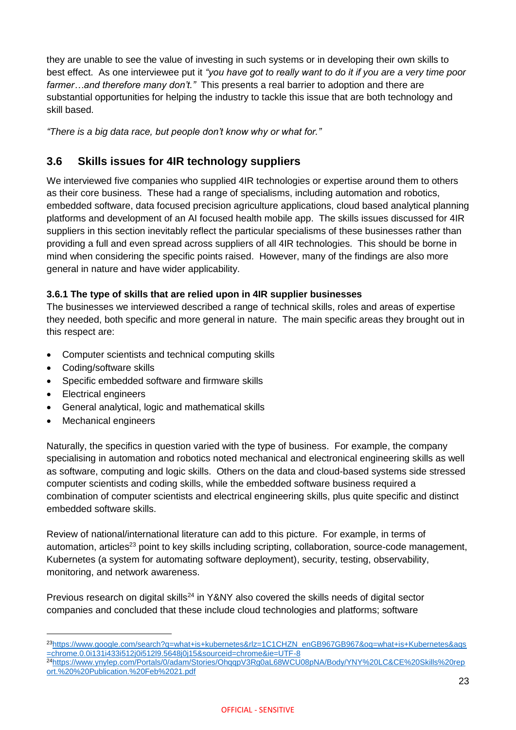they are unable to see the value of investing in such systems or in developing their own skills to best effect. As one interviewee put it *"you have got to really want to do it if you are a very time poor farmer…and therefore many don't."* This presents a real barrier to adoption and there are substantial opportunities for helping the industry to tackle this issue that are both technology and skill based.

*"There is a big data race, but people don't know why or what for."*

## 3.6 Skills issues for 4IR technology suppliers

We interviewed five companies who supplied 4IR technologies or expertise around them to others as their core business. These had a range of specialisms, including automation and robotics, embedded software, data focused precision agriculture applications, cloud based analytical planning platforms and development of an AI focused health mobile app. The skills issues discussed for 4IR suppliers in this section inevitably reflect the particular specialisms of these businesses rather than providing a full and even spread across suppliers of all 4IR technologies. This should be borne in mind when considering the specific points raised. However, many of the findings are also more general in nature and have wider applicability.

### 3.6.1 The type of skills that are relied upon in 4IR supplier businesses

The businesses we interviewed described a range of technical skills, roles and areas of expertise they needed, both specific and more general in nature. The main specific areas they brought out in this respect are:

- Computer scientists and technical computing skills
- Coding/software skills
- Specific embedded software and firmware skills
- Electrical engineers
- General analytical, logic and mathematical skills
- Mechanical engineers

Naturally, the specifics in question varied with the type of business. For example, the company specialising in automation and robotics noted mechanical and electronical engineering skills as well as software, computing and logic skills. Others on the data and cloud-based systems side stressed computer scientists and coding skills, while the embedded software business required a combination of computer scientists and electrical engineering skills, plus quite specific and distinct embedded software skills.

Review of national/international literature can add to this picture. For example, in terms of automation, articles[23] point to key skills including scripting, collaboration, source-code management, Kubernetes (a system for automating software deployment), security, testing, observability, monitoring, and network awareness.

Previous research on digital skills[24] in Y&NY also covered the skills needs of digital sector companies and concluded that these include cloud technologies and platforms; software

[23] https://www.google.com/search?q=what+is+kubernetes&rlz=1C1CHZN_enGB967GB967&oq=what+is+Kubernetes&aqs=chrome.0.0i131i433i512j0i512l9.5648j0j15&sourceid=chrome&ie=UTF-8

[24] https://www.ynylep.com/Portals/0/adam/Stories/OhqqpV3Rg0aL68WCU08pNA/Body/YNY%20LC&CE%20Skills%20report.%20%20Publication.%20Feb%2021.pdf

OFFICIAL - SENSITIVE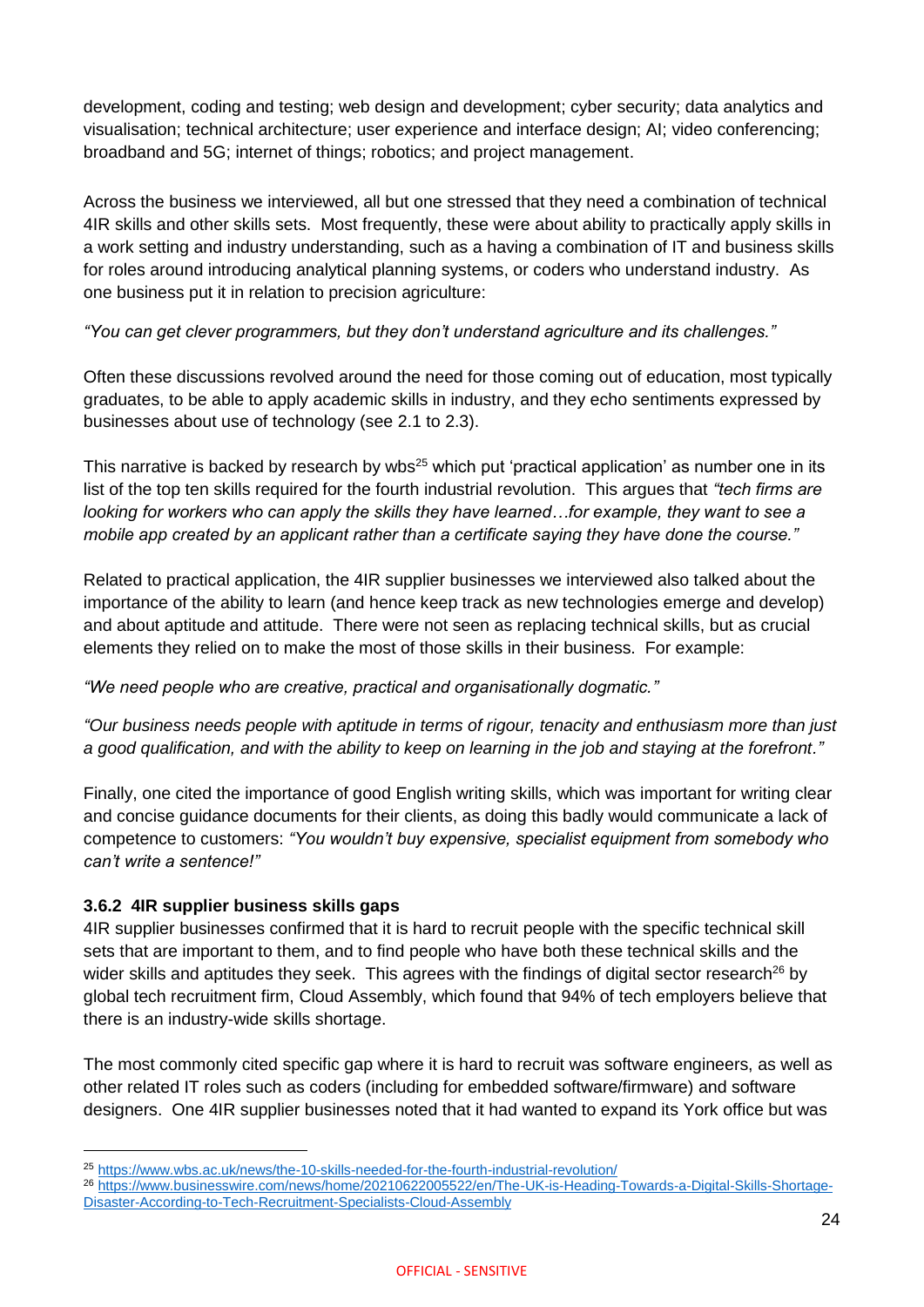development, coding and testing; web design and development; cyber security; data analytics and visualisation; technical architecture; user experience and interface design; AI; video conferencing; broadband and 5G; internet of things; robotics; and project management.

Across the business we interviewed, all but one stressed that they need a combination of technical 4IR skills and other skills sets. Most frequently, these were about ability to practically apply skills in a work setting and industry understanding, such as a having a combination of IT and business skills for roles around introducing analytical planning systems, or coders who understand industry. As one business put it in relation to precision agriculture:

*"You can get clever programmers, but they don't understand agriculture and its challenges."*

Often these discussions revolved around the need for those coming out of education, most typically graduates, to be able to apply academic skills in industry, and they echo sentiments expressed by businesses about use of technology (see 2.1 to 2.3).

This narrative is backed by research by wbs[25] which put 'practical application' as number one in its list of the top ten skills required for the fourth industrial revolution. This argues that *"tech firms are looking for workers who can apply the skills they have learned…for example, they want to see a mobile app created by an applicant rather than a certificate saying they have done the course."*

Related to practical application, the 4IR supplier businesses we interviewed also talked about the importance of the ability to learn (and hence keep track as new technologies emerge and develop) and about aptitude and attitude. There were not seen as replacing technical skills, but as crucial elements they relied on to make the most of those skills in their business. For example:

*"We need people who are creative, practical and organisationally dogmatic."*

*"Our business needs people with aptitude in terms of rigour, tenacity and enthusiasm more than just a good qualification, and with the ability to keep on learning in the job and staying at the forefront."*

Finally, one cited the importance of good English writing skills, which was important for writing clear and concise guidance documents for their clients, as doing this badly would communicate a lack of competence to customers: *"You wouldn't buy expensive, specialist equipment from somebody who can't write a sentence!"*

### 3.6.2 4IR supplier business skills gaps

4IR supplier businesses confirmed that it is hard to recruit people with the specific technical skill sets that are important to them, and to find people who have both these technical skills and the wider skills and aptitudes they seek. This agrees with the findings of digital sector research[26] by global tech recruitment firm, Cloud Assembly, which found that 94% of tech employers believe that there is an industry-wide skills shortage.

The most commonly cited specific gap where it is hard to recruit was software engineers, as well as other related IT roles such as coders (including for embedded software/firmware) and software designers. One 4IR supplier businesses noted that it had wanted to expand its York office but was

---

[25] https://www.wbs.ac.uk/news/the-10-skills-needed-for-the-fourth-industrial-revolution/

[26] https://www.businesswire.com/news/home/20210622005522/en/The-UK-is-Heading-Towards-a-Digital-Skills-Shortage-Disaster-According-to-Tech-Recruitment-Specialists-Cloud-Assembly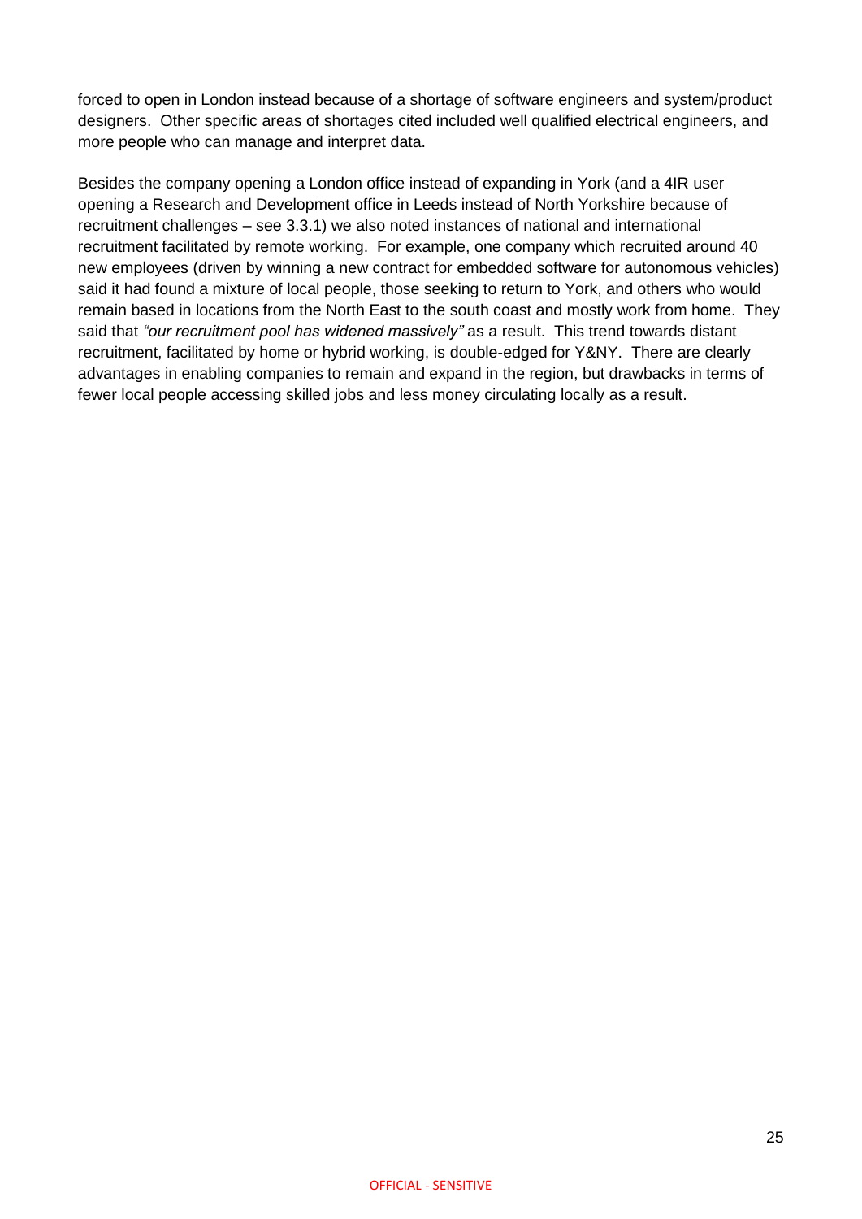forced to open in London instead because of a shortage of software engineers and system/product designers. Other specific areas of shortages cited included well qualified electrical engineers, and more people who can manage and interpret data.

Besides the company opening a London office instead of expanding in York (and a 4IR user opening a Research and Development office in Leeds instead of North Yorkshire because of recruitment challenges – see 3.3.1) we also noted instances of national and international recruitment facilitated by remote working. For example, one company which recruited around 40 new employees (driven by winning a new contract for embedded software for autonomous vehicles) said it had found a mixture of local people, those seeking to return to York, and others who would remain based in locations from the North East to the south coast and mostly work from home. They said that *"our recruitment pool has widened massively"* as a result. This trend towards distant recruitment, facilitated by home or hybrid working, is double-edged for Y&NY. There are clearly advantages in enabling companies to remain and expand in the region, but drawbacks in terms of fewer local people accessing skilled jobs and less money circulating locally as a result.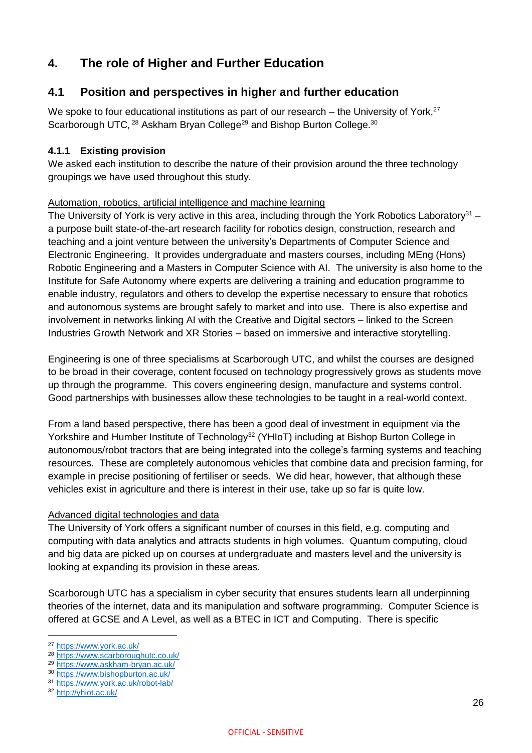# 4. The role of Higher and Further Education

## 4.1 Position and perspectives in higher and further education

We spoke to four educational institutions as part of our research – the University of York,[27] Scarborough UTC,[28] Askham Bryan College[29] and Bishop Burton College.[30]

### 4.1.1 Existing provision

We asked each institution to describe the nature of their provision around the three technology groupings we have used throughout this study.

Automation, robotics, artificial intelligence and machine learning

The University of York is very active in this area, including through the York Robotics Laboratory[31] – a purpose built state-of-the-art research facility for robotics design, construction, research and teaching and a joint venture between the university's Departments of Computer Science and Electronic Engineering. It provides undergraduate and masters courses, including MEng (Hons) Robotic Engineering and a Masters in Computer Science with AI. The university is also home to the Institute for Safe Autonomy where experts are delivering a training and education programme to enable industry, regulators and others to develop the expertise necessary to ensure that robotics and autonomous systems are brought safely to market and into use. There is also expertise and involvement in networks linking AI with the Creative and Digital sectors – linked to the Screen Industries Growth Network and XR Stories – based on immersive and interactive storytelling.

Engineering is one of three specialisms at Scarborough UTC, and whilst the courses are designed to be broad in their coverage, content focused on technology progressively grows as students move up through the programme. This covers engineering design, manufacture and systems control. Good partnerships with businesses allow these technologies to be taught in a real-world context.

From a land based perspective, there has been a good deal of investment in equipment via the Yorkshire and Humber Institute of Technology[32] (YHIoT) including at Bishop Burton College in autonomous/robot tractors that are being integrated into the college's farming systems and teaching resources. These are completely autonomous vehicles that combine data and precision farming, for example in precise positioning of fertiliser or seeds. We did hear, however, that although these vehicles exist in agriculture and there is interest in their use, take up so far is quite low.

Advanced digital technologies and data

The University of York offers a significant number of courses in this field, e.g. computing and computing with data analytics and attracts students in high volumes. Quantum computing, cloud and big data are picked up on courses at undergraduate and masters level and the university is looking at expanding its provision in these areas.

Scarborough UTC has a specialism in cyber security that ensures students learn all underpinning theories of the internet, data and its manipulation and software programming. Computer Science is offered at GCSE and A Level, as well as a BTEC in ICT and Computing. There is specific

---

[27] https://www.york.ac.uk/
[28] https://www.scarboroughutc.co.uk/
[29] https://www.askham-bryan.ac.uk/
[30] https://www.bishopburton.ac.uk/
[31] https://www.york.ac.uk/robot-lab/
[32] http://yhiot.ac.uk/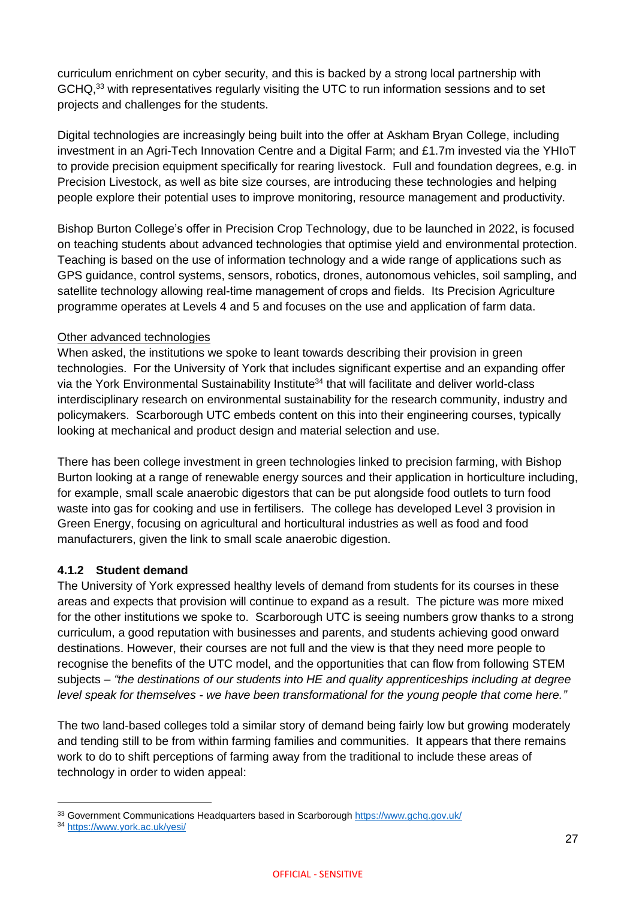curriculum enrichment on cyber security, and this is backed by a strong local partnership with GCHQ,[33] with representatives regularly visiting the UTC to run information sessions and to set projects and challenges for the students.

Digital technologies are increasingly being built into the offer at Askham Bryan College, including investment in an Agri-Tech Innovation Centre and a Digital Farm; and £1.7m invested via the YHIoT to provide precision equipment specifically for rearing livestock. Full and foundation degrees, e.g. in Precision Livestock, as well as bite size courses, are introducing these technologies and helping people explore their potential uses to improve monitoring, resource management and productivity.

Bishop Burton College's offer in Precision Crop Technology, due to be launched in 2022, is focused on teaching students about advanced technologies that optimise yield and environmental protection. Teaching is based on the use of information technology and a wide range of applications such as GPS guidance, control systems, sensors, robotics, drones, autonomous vehicles, soil sampling, and satellite technology allowing real-time management of crops and fields. Its Precision Agriculture programme operates at Levels 4 and 5 and focuses on the use and application of farm data.

<u>Other advanced technologies</u>

When asked, the institutions we spoke to leant towards describing their provision in green technologies. For the University of York that includes significant expertise and an expanding offer via the York Environmental Sustainability Institute[34] that will facilitate and deliver world-class interdisciplinary research on environmental sustainability for the research community, industry and policymakers. Scarborough UTC embeds content on this into their engineering courses, typically looking at mechanical and product design and material selection and use.

There has been college investment in green technologies linked to precision farming, with Bishop Burton looking at a range of renewable energy sources and their application in horticulture including, for example, small scale anaerobic digestors that can be put alongside food outlets to turn food waste into gas for cooking and use in fertilisers. The college has developed Level 3 provision in Green Energy, focusing on agricultural and horticultural industries as well as food and food manufacturers, given the link to small scale anaerobic digestion.

### 4.1.2 Student demand

The University of York expressed healthy levels of demand from students for its courses in these areas and expects that provision will continue to expand as a result. The picture was more mixed for the other institutions we spoke to. Scarborough UTC is seeing numbers grow thanks to a strong curriculum, a good reputation with businesses and parents, and students achieving good onward destinations. However, their courses are not full and the view is that they need more people to recognise the benefits of the UTC model, and the opportunities that can flow from following STEM subjects – *"the destinations of our students into HE and quality apprenticeships including at degree level speak for themselves - we have been transformational for the young people that come here."*

The two land-based colleges told a similar story of demand being fairly low but growing moderately and tending still to be from within farming families and communities. It appears that there remains work to do to shift perceptions of farming away from the traditional to include these areas of technology in order to widen appeal:

---

[33] Government Communications Headquarters based in Scarborough https://www.gchq.gov.uk/

[34] https://www.york.ac.uk/yesi/

OFFICIAL - SENSITIVE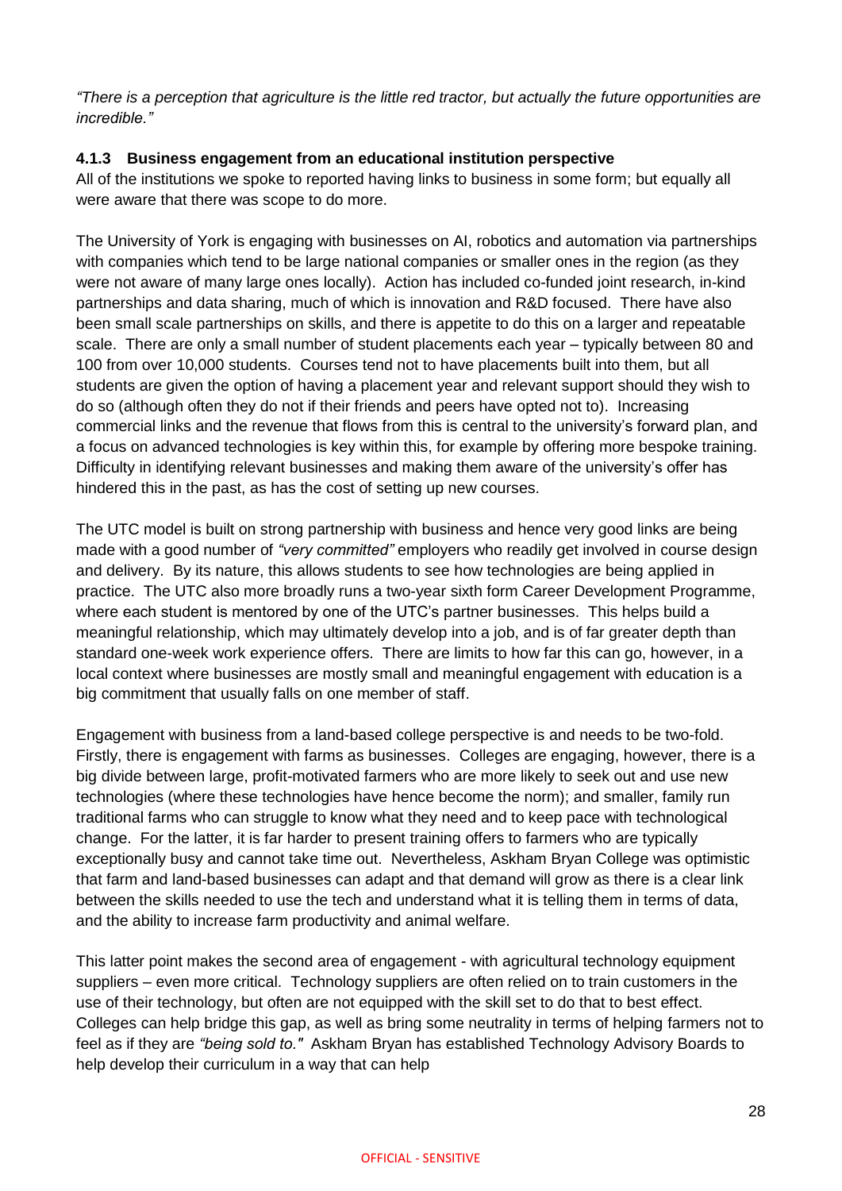*"There is a perception that agriculture is the little red tractor, but actually the future opportunities are incredible."*

#### 4.1.3 Business engagement from an educational institution perspective

All of the institutions we spoke to reported having links to business in some form; but equally all were aware that there was scope to do more.

The University of York is engaging with businesses on AI, robotics and automation via partnerships with companies which tend to be large national companies or smaller ones in the region (as they were not aware of many large ones locally). Action has included co-funded joint research, in-kind partnerships and data sharing, much of which is innovation and R&D focused. There have also been small scale partnerships on skills, and there is appetite to do this on a larger and repeatable scale. There are only a small number of student placements each year – typically between 80 and 100 from over 10,000 students. Courses tend not to have placements built into them, but all students are given the option of having a placement year and relevant support should they wish to do so (although often they do not if their friends and peers have opted not to). Increasing commercial links and the revenue that flows from this is central to the university's forward plan, and a focus on advanced technologies is key within this, for example by offering more bespoke training. Difficulty in identifying relevant businesses and making them aware of the university's offer has hindered this in the past, as has the cost of setting up new courses.

The UTC model is built on strong partnership with business and hence very good links are being made with a good number of *"very committed"* employers who readily get involved in course design and delivery. By its nature, this allows students to see how technologies are being applied in practice. The UTC also more broadly runs a two-year sixth form Career Development Programme, where each student is mentored by one of the UTC's partner businesses. This helps build a meaningful relationship, which may ultimately develop into a job, and is of far greater depth than standard one-week work experience offers. There are limits to how far this can go, however, in a local context where businesses are mostly small and meaningful engagement with education is a big commitment that usually falls on one member of staff.

Engagement with business from a land-based college perspective is and needs to be two-fold. Firstly, there is engagement with farms as businesses. Colleges are engaging, however, there is a big divide between large, profit-motivated farmers who are more likely to seek out and use new technologies (where these technologies have hence become the norm); and smaller, family run traditional farms who can struggle to know what they need and to keep pace with technological change. For the latter, it is far harder to present training offers to farmers who are typically exceptionally busy and cannot take time out. Nevertheless, Askham Bryan College was optimistic that farm and land-based businesses can adapt and that demand will grow as there is a clear link between the skills needed to use the tech and understand what it is telling them in terms of data, and the ability to increase farm productivity and animal welfare.

This latter point makes the second area of engagement - with agricultural technology equipment suppliers – even more critical. Technology suppliers are often relied on to train customers in the use of their technology, but often are not equipped with the skill set to do that to best effect. Colleges can help bridge this gap, as well as bring some neutrality in terms of helping farmers not to feel as if they are *"being sold to."* Askham Bryan has established Technology Advisory Boards to help develop their curriculum in a way that can help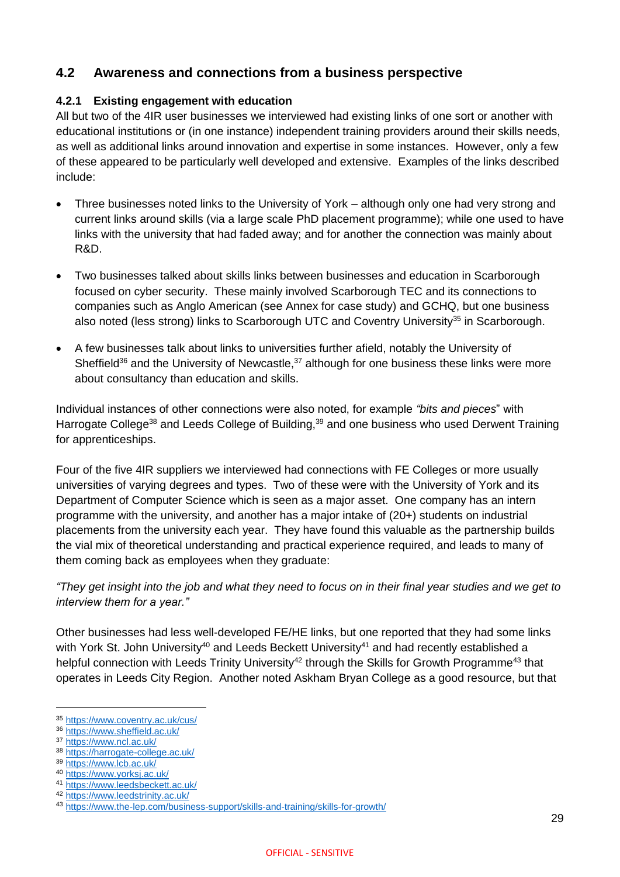## 4.2 Awareness and connections from a business perspective

### 4.2.1 Existing engagement with education

All but two of the 4IR user businesses we interviewed had existing links of one sort or another with educational institutions or (in one instance) independent training providers around their skills needs, as well as additional links around innovation and expertise in some instances. However, only a few of these appeared to be particularly well developed and extensive. Examples of the links described include:

- Three businesses noted links to the University of York – although only one had very strong and current links around skills (via a large scale PhD placement programme); while one used to have links with the university that had faded away; and for another the connection was mainly about R&D.
- Two businesses talked about skills links between businesses and education in Scarborough focused on cyber security. These mainly involved Scarborough TEC and its connections to companies such as Anglo American (see Annex for case study) and GCHQ, but one business also noted (less strong) links to Scarborough UTC and Coventry University[35] in Scarborough.
- A few businesses talk about links to universities further afield, notably the University of Sheffield[36] and the University of Newcastle,[37] although for one business these links were more about consultancy than education and skills.

Individual instances of other connections were also noted, for example *"bits and pieces*" with Harrogate College[38] and Leeds College of Building,[39] and one business who used Derwent Training for apprenticeships.

Four of the five 4IR suppliers we interviewed had connections with FE Colleges or more usually universities of varying degrees and types. Two of these were with the University of York and its Department of Computer Science which is seen as a major asset. One company has an intern programme with the university, and another has a major intake of (20+) students on industrial placements from the university each year. They have found this valuable as the partnership builds the vial mix of theoretical understanding and practical experience required, and leads to many of them coming back as employees when they graduate:

*"They get insight into the job and what they need to focus on in their final year studies and we get to interview them for a year."*

Other businesses had less well-developed FE/HE links, but one reported that they had some links with York St. John University[40] and Leeds Beckett University[41] and had recently established a helpful connection with Leeds Trinity University[42] through the Skills for Growth Programme[43] that operates in Leeds City Region. Another noted Askham Bryan College as a good resource, but that

---

[35] https://www.coventry.ac.uk/cus/
[36] https://www.sheffield.ac.uk/
[37] https://www.ncl.ac.uk/
[38] https://harrogate-college.ac.uk/
[39] https://www.lcb.ac.uk/
[40] https://www.yorksj.ac.uk/
[41] https://www.leedsbeckett.ac.uk/
[42] https://www.leedstrinity.ac.uk/
[43] https://www.the-lep.com/business-support/skills-and-training/skills-for-growth/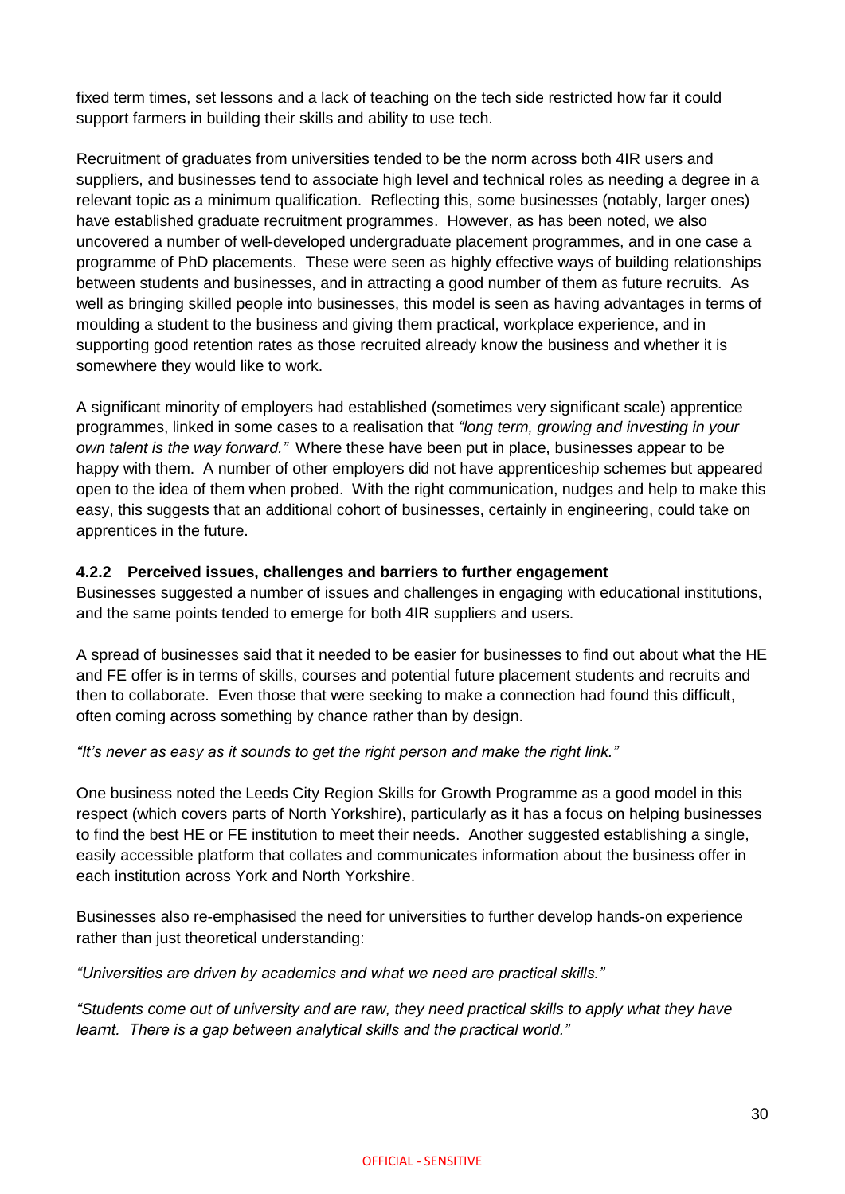fixed term times, set lessons and a lack of teaching on the tech side restricted how far it could support farmers in building their skills and ability to use tech.

Recruitment of graduates from universities tended to be the norm across both 4IR users and suppliers, and businesses tend to associate high level and technical roles as needing a degree in a relevant topic as a minimum qualification. Reflecting this, some businesses (notably, larger ones) have established graduate recruitment programmes. However, as has been noted, we also uncovered a number of well-developed undergraduate placement programmes, and in one case a programme of PhD placements. These were seen as highly effective ways of building relationships between students and businesses, and in attracting a good number of them as future recruits. As well as bringing skilled people into businesses, this model is seen as having advantages in terms of moulding a student to the business and giving them practical, workplace experience, and in supporting good retention rates as those recruited already know the business and whether it is somewhere they would like to work.

A significant minority of employers had established (sometimes very significant scale) apprentice programmes, linked in some cases to a realisation that *"long term, growing and investing in your own talent is the way forward."* Where these have been put in place, businesses appear to be happy with them. A number of other employers did not have apprenticeship schemes but appeared open to the idea of them when probed. With the right communication, nudges and help to make this easy, this suggests that an additional cohort of businesses, certainly in engineering, could take on apprentices in the future.

### 4.2.2 Perceived issues, challenges and barriers to further engagement

Businesses suggested a number of issues and challenges in engaging with educational institutions, and the same points tended to emerge for both 4IR suppliers and users.

A spread of businesses said that it needed to be easier for businesses to find out about what the HE and FE offer is in terms of skills, courses and potential future placement students and recruits and then to collaborate. Even those that were seeking to make a connection had found this difficult, often coming across something by chance rather than by design.

*"It's never as easy as it sounds to get the right person and make the right link."*

One business noted the Leeds City Region Skills for Growth Programme as a good model in this respect (which covers parts of North Yorkshire), particularly as it has a focus on helping businesses to find the best HE or FE institution to meet their needs. Another suggested establishing a single, easily accessible platform that collates and communicates information about the business offer in each institution across York and North Yorkshire.

Businesses also re-emphasised the need for universities to further develop hands-on experience rather than just theoretical understanding:

*"Universities are driven by academics and what we need are practical skills."*

*"Students come out of university and are raw, they need practical skills to apply what they have learnt. There is a gap between analytical skills and the practical world."*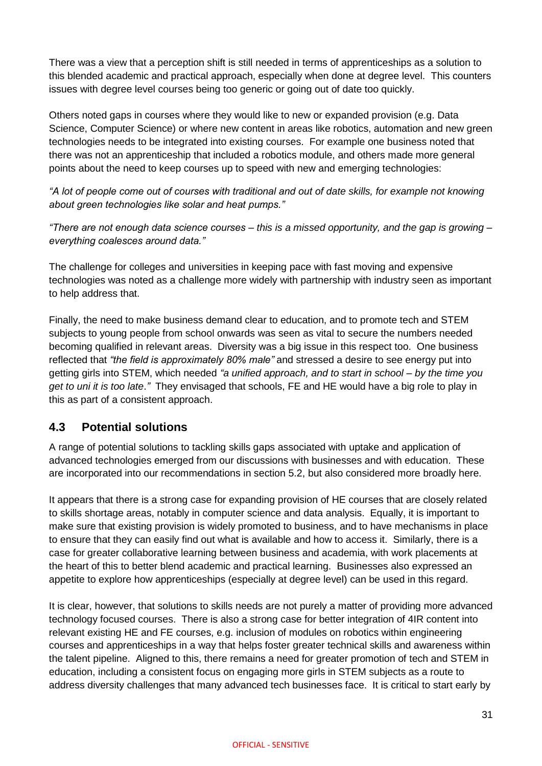There was a view that a perception shift is still needed in terms of apprenticeships as a solution to this blended academic and practical approach, especially when done at degree level. This counters issues with degree level courses being too generic or going out of date too quickly.

Others noted gaps in courses where they would like to new or expanded provision (e.g. Data Science, Computer Science) or where new content in areas like robotics, automation and new green technologies needs to be integrated into existing courses. For example one business noted that there was not an apprenticeship that included a robotics module, and others made more general points about the need to keep courses up to speed with new and emerging technologies:

*"A lot of people come out of courses with traditional and out of date skills, for example not knowing about green technologies like solar and heat pumps."*

*"There are not enough data science courses – this is a missed opportunity, and the gap is growing – everything coalesces around data."*

The challenge for colleges and universities in keeping pace with fast moving and expensive technologies was noted as a challenge more widely with partnership with industry seen as important to help address that.

Finally, the need to make business demand clear to education, and to promote tech and STEM subjects to young people from school onwards was seen as vital to secure the numbers needed becoming qualified in relevant areas. Diversity was a big issue in this respect too. One business reflected that *"the field is approximately 80% male"* and stressed a desire to see energy put into getting girls into STEM, which needed *"a unified approach, and to start in school – by the time you get to uni it is too late."* They envisaged that schools, FE and HE would have a big role to play in this as part of a consistent approach.

## 4.3 Potential solutions

A range of potential solutions to tackling skills gaps associated with uptake and application of advanced technologies emerged from our discussions with businesses and with education. These are incorporated into our recommendations in section 5.2, but also considered more broadly here.

It appears that there is a strong case for expanding provision of HE courses that are closely related to skills shortage areas, notably in computer science and data analysis. Equally, it is important to make sure that existing provision is widely promoted to business, and to have mechanisms in place to ensure that they can easily find out what is available and how to access it. Similarly, there is a case for greater collaborative learning between business and academia, with work placements at the heart of this to better blend academic and practical learning. Businesses also expressed an appetite to explore how apprenticeships (especially at degree level) can be used in this regard.

It is clear, however, that solutions to skills needs are not purely a matter of providing more advanced technology focused courses. There is also a strong case for better integration of 4IR content into relevant existing HE and FE courses, e.g. inclusion of modules on robotics within engineering courses and apprenticeships in a way that helps foster greater technical skills and awareness within the talent pipeline. Aligned to this, there remains a need for greater promotion of tech and STEM in education, including a consistent focus on engaging more girls in STEM subjects as a route to address diversity challenges that many advanced tech businesses face. It is critical to start early by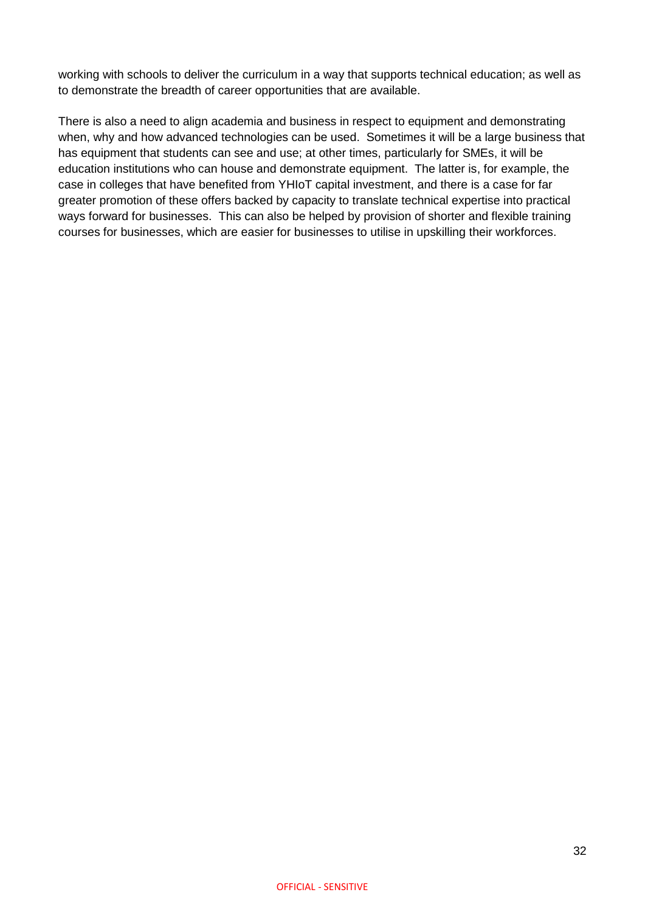working with schools to deliver the curriculum in a way that supports technical education; as well as to demonstrate the breadth of career opportunities that are available.

There is also a need to align academia and business in respect to equipment and demonstrating when, why and how advanced technologies can be used. Sometimes it will be a large business that has equipment that students can see and use; at other times, particularly for SMEs, it will be education institutions who can house and demonstrate equipment. The latter is, for example, the case in colleges that have benefited from YHIoT capital investment, and there is a case for far greater promotion of these offers backed by capacity to translate technical expertise into practical ways forward for businesses. This can also be helped by provision of shorter and flexible training courses for businesses, which are easier for businesses to utilise in upskilling their workforces.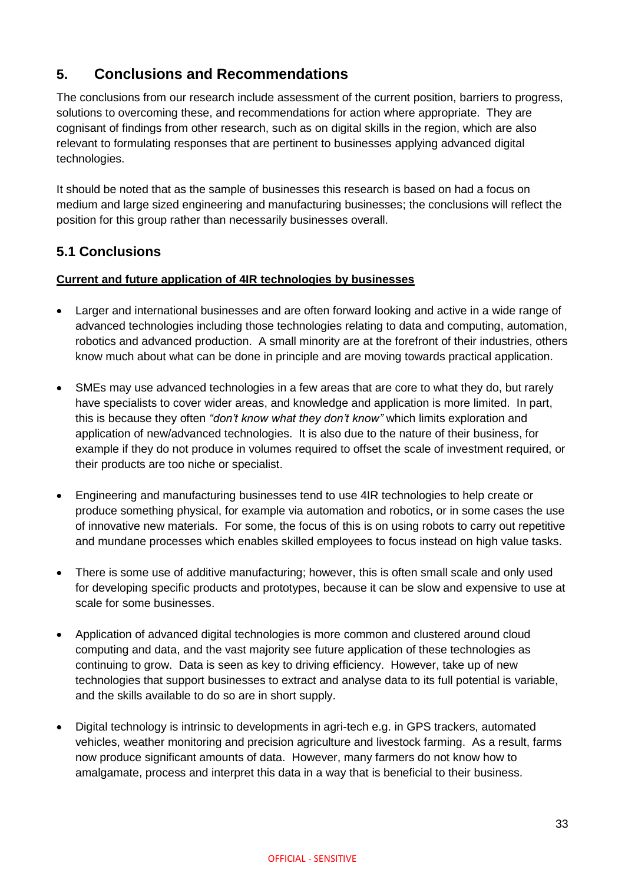## 5. Conclusions and Recommendations

The conclusions from our research include assessment of the current position, barriers to progress, solutions to overcoming these, and recommendations for action where appropriate. They are cognisant of findings from other research, such as on digital skills in the region, which are also relevant to formulating responses that are pertinent to businesses applying advanced digital technologies.

It should be noted that as the sample of businesses this research is based on had a focus on medium and large sized engineering and manufacturing businesses; the conclusions will reflect the position for this group rather than necessarily businesses overall.

### 5.1 Conclusions

**Current and future application of 4IR technologies by businesses**

- Larger and international businesses and are often forward looking and active in a wide range of advanced technologies including those technologies relating to data and computing, automation, robotics and advanced production. A small minority are at the forefront of their industries, others know much about what can be done in principle and are moving towards practical application.
- SMEs may use advanced technologies in a few areas that are core to what they do, but rarely have specialists to cover wider areas, and knowledge and application is more limited. In part, this is because they often *"don't know what they don't know"* which limits exploration and application of new/advanced technologies. It is also due to the nature of their business, for example if they do not produce in volumes required to offset the scale of investment required, or their products are too niche or specialist.
- Engineering and manufacturing businesses tend to use 4IR technologies to help create or produce something physical, for example via automation and robotics, or in some cases the use of innovative new materials. For some, the focus of this is on using robots to carry out repetitive and mundane processes which enables skilled employees to focus instead on high value tasks.
- There is some use of additive manufacturing; however, this is often small scale and only used for developing specific products and prototypes, because it can be slow and expensive to use at scale for some businesses.
- Application of advanced digital technologies is more common and clustered around cloud computing and data, and the vast majority see future application of these technologies as continuing to grow. Data is seen as key to driving efficiency. However, take up of new technologies that support businesses to extract and analyse data to its full potential is variable, and the skills available to do so are in short supply.
- Digital technology is intrinsic to developments in agri-tech e.g. in GPS trackers, automated vehicles, weather monitoring and precision agriculture and livestock farming. As a result, farms now produce significant amounts of data. However, many farmers do not know how to amalgamate, process and interpret this data in a way that is beneficial to their business.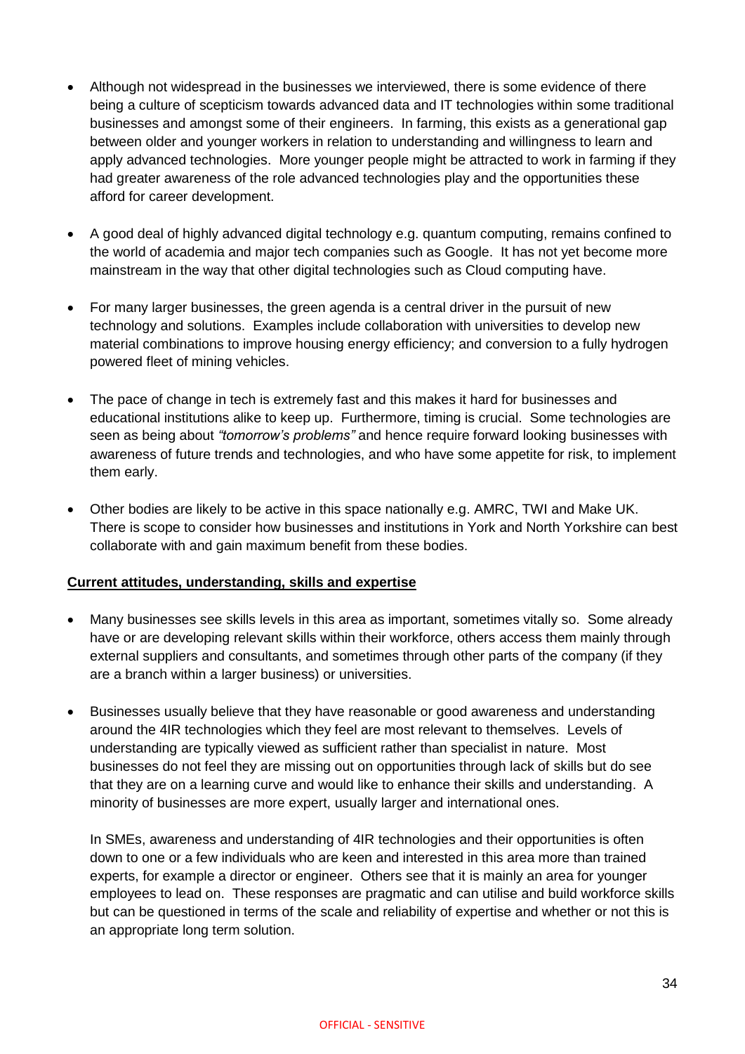- Although not widespread in the businesses we interviewed, there is some evidence of there being a culture of scepticism towards advanced data and IT technologies within some traditional businesses and amongst some of their engineers. In farming, this exists as a generational gap between older and younger workers in relation to understanding and willingness to learn and apply advanced technologies. More younger people might be attracted to work in farming if they had greater awareness of the role advanced technologies play and the opportunities these afford for career development.

- A good deal of highly advanced digital technology e.g. quantum computing, remains confined to the world of academia and major tech companies such as Google. It has not yet become more mainstream in the way that other digital technologies such as Cloud computing have.

- For many larger businesses, the green agenda is a central driver in the pursuit of new technology and solutions. Examples include collaboration with universities to develop new material combinations to improve housing energy efficiency; and conversion to a fully hydrogen powered fleet of mining vehicles.

- The pace of change in tech is extremely fast and this makes it hard for businesses and educational institutions alike to keep up. Furthermore, timing is crucial. Some technologies are seen as being about *"tomorrow's problems"* and hence require forward looking businesses with awareness of future trends and technologies, and who have some appetite for risk, to implement them early.

- Other bodies are likely to be active in this space nationally e.g. AMRC, TWI and Make UK. There is scope to consider how businesses and institutions in York and North Yorkshire can best collaborate with and gain maximum benefit from these bodies.

**Current attitudes, understanding, skills and expertise**

- Many businesses see skills levels in this area as important, sometimes vitally so. Some already have or are developing relevant skills within their workforce, others access them mainly through external suppliers and consultants, and sometimes through other parts of the company (if they are a branch within a larger business) or universities.

- Businesses usually believe that they have reasonable or good awareness and understanding around the 4IR technologies which they feel are most relevant to themselves. Levels of understanding are typically viewed as sufficient rather than specialist in nature. Most businesses do not feel they are missing out on opportunities through lack of skills but do see that they are on a learning curve and would like to enhance their skills and understanding. A minority of businesses are more expert, usually larger and international ones.

  In SMEs, awareness and understanding of 4IR technologies and their opportunities is often down to one or a few individuals who are keen and interested in this area more than trained experts, for example a director or engineer. Others see that it is mainly an area for younger employees to lead on. These responses are pragmatic and can utilise and build workforce skills but can be questioned in terms of the scale and reliability of expertise and whether or not this is an appropriate long term solution.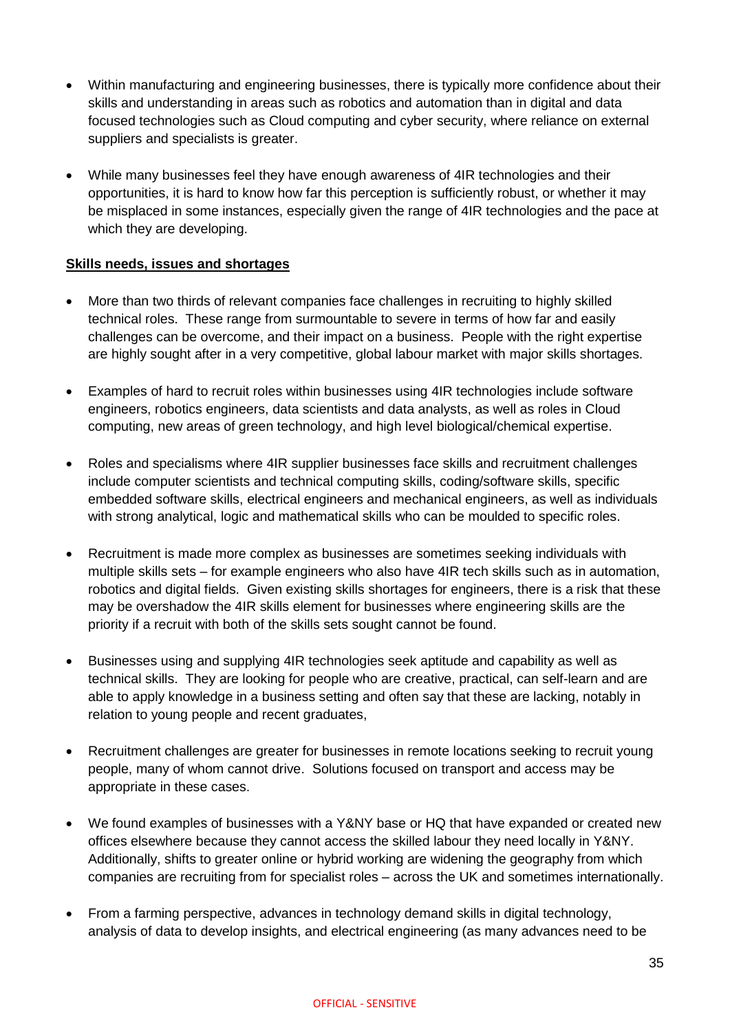- Within manufacturing and engineering businesses, there is typically more confidence about their skills and understanding in areas such as robotics and automation than in digital and data focused technologies such as Cloud computing and cyber security, where reliance on external suppliers and specialists is greater.

- While many businesses feel they have enough awareness of 4IR technologies and their opportunities, it is hard to know how far this perception is sufficiently robust, or whether it may be misplaced in some instances, especially given the range of 4IR technologies and the pace at which they are developing.

**Skills needs, issues and shortages**

- More than two thirds of relevant companies face challenges in recruiting to highly skilled technical roles. These range from surmountable to severe in terms of how far and easily challenges can be overcome, and their impact on a business. People with the right expertise are highly sought after in a very competitive, global labour market with major skills shortages.

- Examples of hard to recruit roles within businesses using 4IR technologies include software engineers, robotics engineers, data scientists and data analysts, as well as roles in Cloud computing, new areas of green technology, and high level biological/chemical expertise.

- Roles and specialisms where 4IR supplier businesses face skills and recruitment challenges include computer scientists and technical computing skills, coding/software skills, specific embedded software skills, electrical engineers and mechanical engineers, as well as individuals with strong analytical, logic and mathematical skills who can be moulded to specific roles.

- Recruitment is made more complex as businesses are sometimes seeking individuals with multiple skills sets – for example engineers who also have 4IR tech skills such as in automation, robotics and digital fields. Given existing skills shortages for engineers, there is a risk that these may be overshadow the 4IR skills element for businesses where engineering skills are the priority if a recruit with both of the skills sets sought cannot be found.

- Businesses using and supplying 4IR technologies seek aptitude and capability as well as technical skills. They are looking for people who are creative, practical, can self-learn and are able to apply knowledge in a business setting and often say that these are lacking, notably in relation to young people and recent graduates,

- Recruitment challenges are greater for businesses in remote locations seeking to recruit young people, many of whom cannot drive. Solutions focused on transport and access may be appropriate in these cases.

- We found examples of businesses with a Y&NY base or HQ that have expanded or created new offices elsewhere because they cannot access the skilled labour they need locally in Y&NY. Additionally, shifts to greater online or hybrid working are widening the geography from which companies are recruiting from for specialist roles – across the UK and sometimes internationally.

- From a farming perspective, advances in technology demand skills in digital technology, analysis of data to develop insights, and electrical engineering (as many advances need to be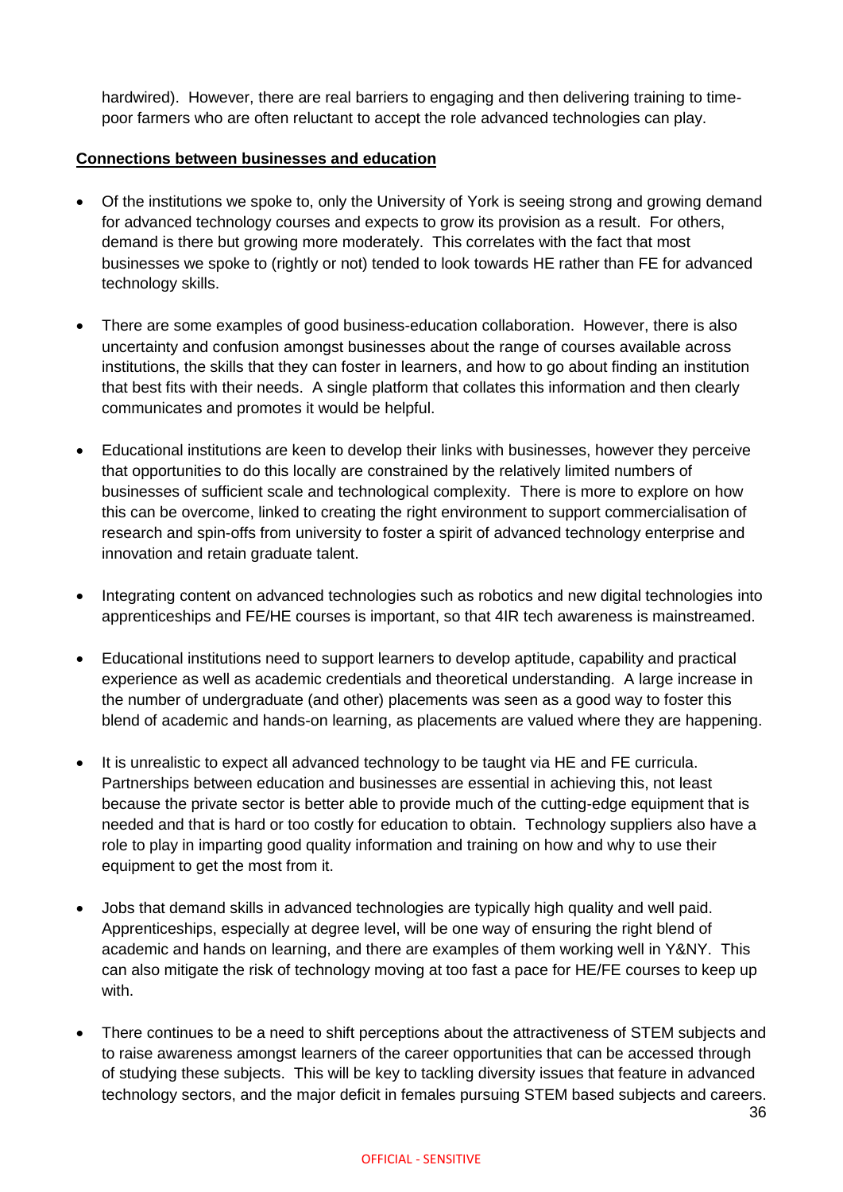hardwired). However, there are real barriers to engaging and then delivering training to time-poor farmers who are often reluctant to accept the role advanced technologies can play.

**Connections between businesses and education**

- Of the institutions we spoke to, only the University of York is seeing strong and growing demand for advanced technology courses and expects to grow its provision as a result. For others, demand is there but growing more moderately. This correlates with the fact that most businesses we spoke to (rightly or not) tended to look towards HE rather than FE for advanced technology skills.

- There are some examples of good business-education collaboration. However, there is also uncertainty and confusion amongst businesses about the range of courses available across institutions, the skills that they can foster in learners, and how to go about finding an institution that best fits with their needs. A single platform that collates this information and then clearly communicates and promotes it would be helpful.

- Educational institutions are keen to develop their links with businesses, however they perceive that opportunities to do this locally are constrained by the relatively limited numbers of businesses of sufficient scale and technological complexity. There is more to explore on how this can be overcome, linked to creating the right environment to support commercialisation of research and spin-offs from university to foster a spirit of advanced technology enterprise and innovation and retain graduate talent.

- Integrating content on advanced technologies such as robotics and new digital technologies into apprenticeships and FE/HE courses is important, so that 4IR tech awareness is mainstreamed.

- Educational institutions need to support learners to develop aptitude, capability and practical experience as well as academic credentials and theoretical understanding. A large increase in the number of undergraduate (and other) placements was seen as a good way to foster this blend of academic and hands-on learning, as placements are valued where they are happening.

- It is unrealistic to expect all advanced technology to be taught via HE and FE curricula. Partnerships between education and businesses are essential in achieving this, not least because the private sector is better able to provide much of the cutting-edge equipment that is needed and that is hard or too costly for education to obtain. Technology suppliers also have a role to play in imparting good quality information and training on how and why to use their equipment to get the most from it.

- Jobs that demand skills in advanced technologies are typically high quality and well paid. Apprenticeships, especially at degree level, will be one way of ensuring the right blend of academic and hands on learning, and there are examples of them working well in Y&NY. This can also mitigate the risk of technology moving at too fast a pace for HE/FE courses to keep up with.

- There continues to be a need to shift perceptions about the attractiveness of STEM subjects and to raise awareness amongst learners of the career opportunities that can be accessed through of studying these subjects. This will be key to tackling diversity issues that feature in advanced technology sectors, and the major deficit in females pursuing STEM based subjects and careers.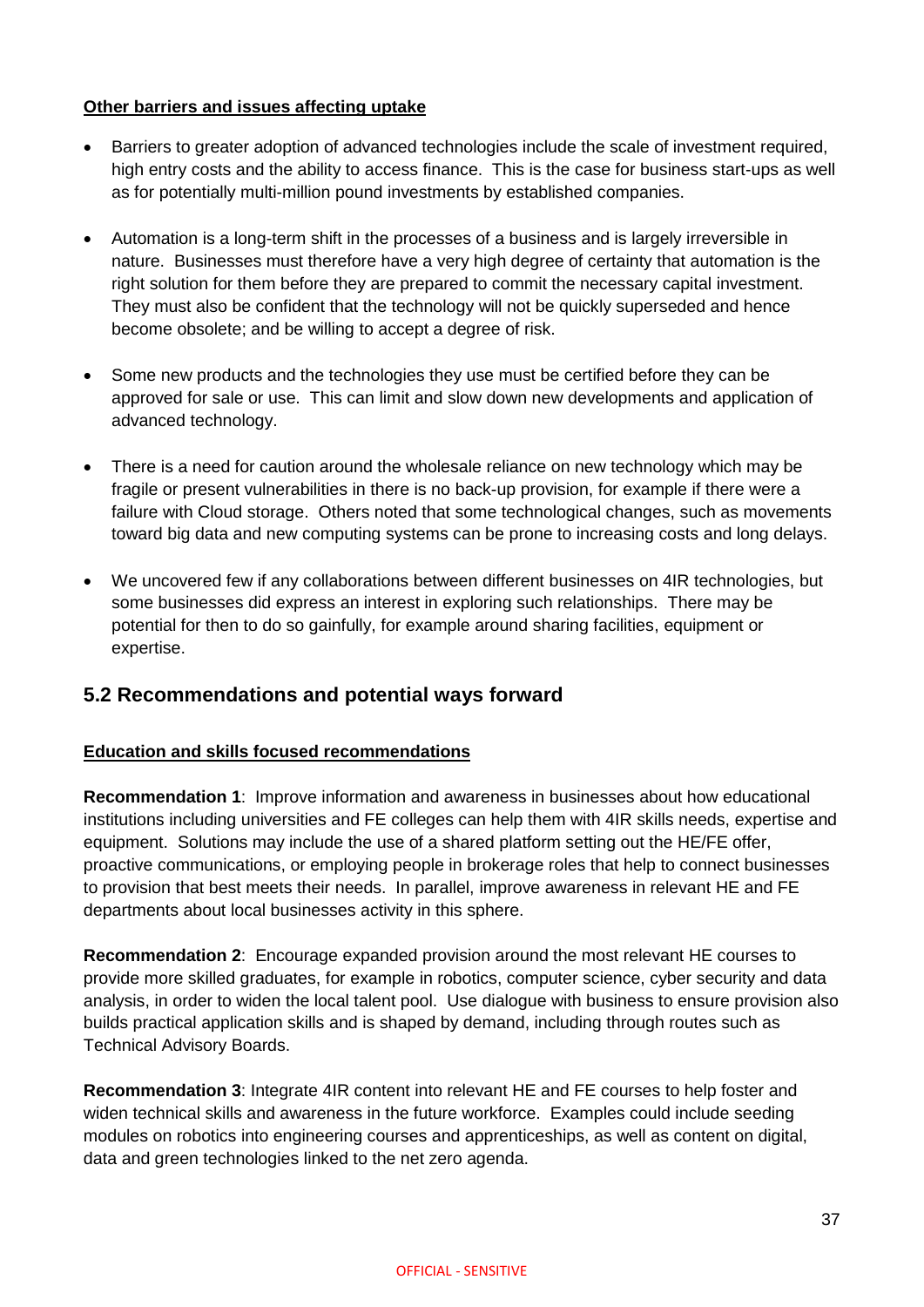**Other barriers and issues affecting uptake**

- Barriers to greater adoption of advanced technologies include the scale of investment required, high entry costs and the ability to access finance. This is the case for business start-ups as well as for potentially multi-million pound investments by established companies.

- Automation is a long-term shift in the processes of a business and is largely irreversible in nature. Businesses must therefore have a very high degree of certainty that automation is the right solution for them before they are prepared to commit the necessary capital investment. They must also be confident that the technology will not be quickly superseded and hence become obsolete; and be willing to accept a degree of risk.

- Some new products and the technologies they use must be certified before they can be approved for sale or use. This can limit and slow down new developments and application of advanced technology.

- There is a need for caution around the wholesale reliance on new technology which may be fragile or present vulnerabilities in there is no back-up provision, for example if there were a failure with Cloud storage. Others noted that some technological changes, such as movements toward big data and new computing systems can be prone to increasing costs and long delays.

- We uncovered few if any collaborations between different businesses on 4IR technologies, but some businesses did express an interest in exploring such relationships. There may be potential for then to do so gainfully, for example around sharing facilities, equipment or expertise.

## 5.2 Recommendations and potential ways forward

**Education and skills focused recommendations**

**Recommendation 1**: Improve information and awareness in businesses about how educational institutions including universities and FE colleges can help them with 4IR skills needs, expertise and equipment. Solutions may include the use of a shared platform setting out the HE/FE offer, proactive communications, or employing people in brokerage roles that help to connect businesses to provision that best meets their needs. In parallel, improve awareness in relevant HE and FE departments about local businesses activity in this sphere.

**Recommendation 2**: Encourage expanded provision around the most relevant HE courses to provide more skilled graduates, for example in robotics, computer science, cyber security and data analysis, in order to widen the local talent pool. Use dialogue with business to ensure provision also builds practical application skills and is shaped by demand, including through routes such as Technical Advisory Boards.

**Recommendation 3**: Integrate 4IR content into relevant HE and FE courses to help foster and widen technical skills and awareness in the future workforce. Examples could include seeding modules on robotics into engineering courses and apprenticeships, as well as content on digital, data and green technologies linked to the net zero agenda.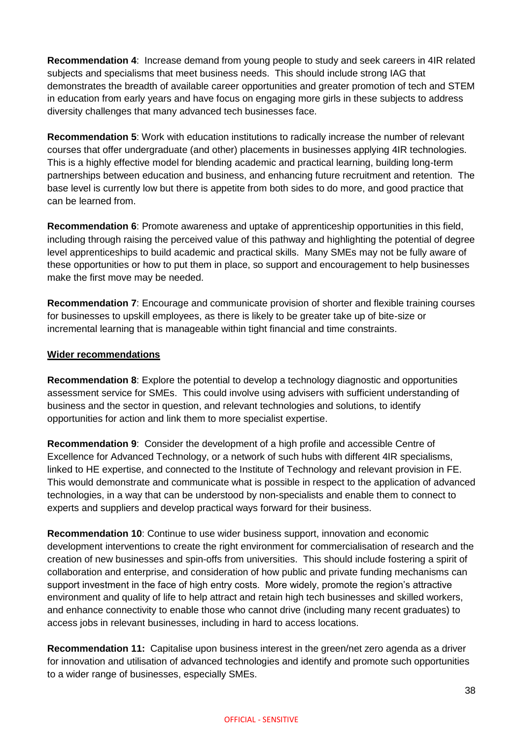**Recommendation 4**: Increase demand from young people to study and seek careers in 4IR related subjects and specialisms that meet business needs. This should include strong IAG that demonstrates the breadth of available career opportunities and greater promotion of tech and STEM in education from early years and have focus on engaging more girls in these subjects to address diversity challenges that many advanced tech businesses face.

**Recommendation 5**: Work with education institutions to radically increase the number of relevant courses that offer undergraduate (and other) placements in businesses applying 4IR technologies. This is a highly effective model for blending academic and practical learning, building long-term partnerships between education and business, and enhancing future recruitment and retention. The base level is currently low but there is appetite from both sides to do more, and good practice that can be learned from.

**Recommendation 6**: Promote awareness and uptake of apprenticeship opportunities in this field, including through raising the perceived value of this pathway and highlighting the potential of degree level apprenticeships to build academic and practical skills. Many SMEs may not be fully aware of these opportunities or how to put them in place, so support and encouragement to help businesses make the first move may be needed.

**Recommendation 7**: Encourage and communicate provision of shorter and flexible training courses for businesses to upskill employees, as there is likely to be greater take up of bite-size or incremental learning that is manageable within tight financial and time constraints.

**Wider recommendations**

**Recommendation 8**: Explore the potential to develop a technology diagnostic and opportunities assessment service for SMEs. This could involve using advisers with sufficient understanding of business and the sector in question, and relevant technologies and solutions, to identify opportunities for action and link them to more specialist expertise.

**Recommendation 9**: Consider the development of a high profile and accessible Centre of Excellence for Advanced Technology, or a network of such hubs with different 4IR specialisms, linked to HE expertise, and connected to the Institute of Technology and relevant provision in FE. This would demonstrate and communicate what is possible in respect to the application of advanced technologies, in a way that can be understood by non-specialists and enable them to connect to experts and suppliers and develop practical ways forward for their business.

**Recommendation 10**: Continue to use wider business support, innovation and economic development interventions to create the right environment for commercialisation of research and the creation of new businesses and spin-offs from universities. This should include fostering a spirit of collaboration and enterprise, and consideration of how public and private funding mechanisms can support investment in the face of high entry costs. More widely, promote the region's attractive environment and quality of life to help attract and retain high tech businesses and skilled workers, and enhance connectivity to enable those who cannot drive (including many recent graduates) to access jobs in relevant businesses, including in hard to access locations.

**Recommendation 11:** Capitalise upon business interest in the green/net zero agenda as a driver for innovation and utilisation of advanced technologies and identify and promote such opportunities to a wider range of businesses, especially SMEs.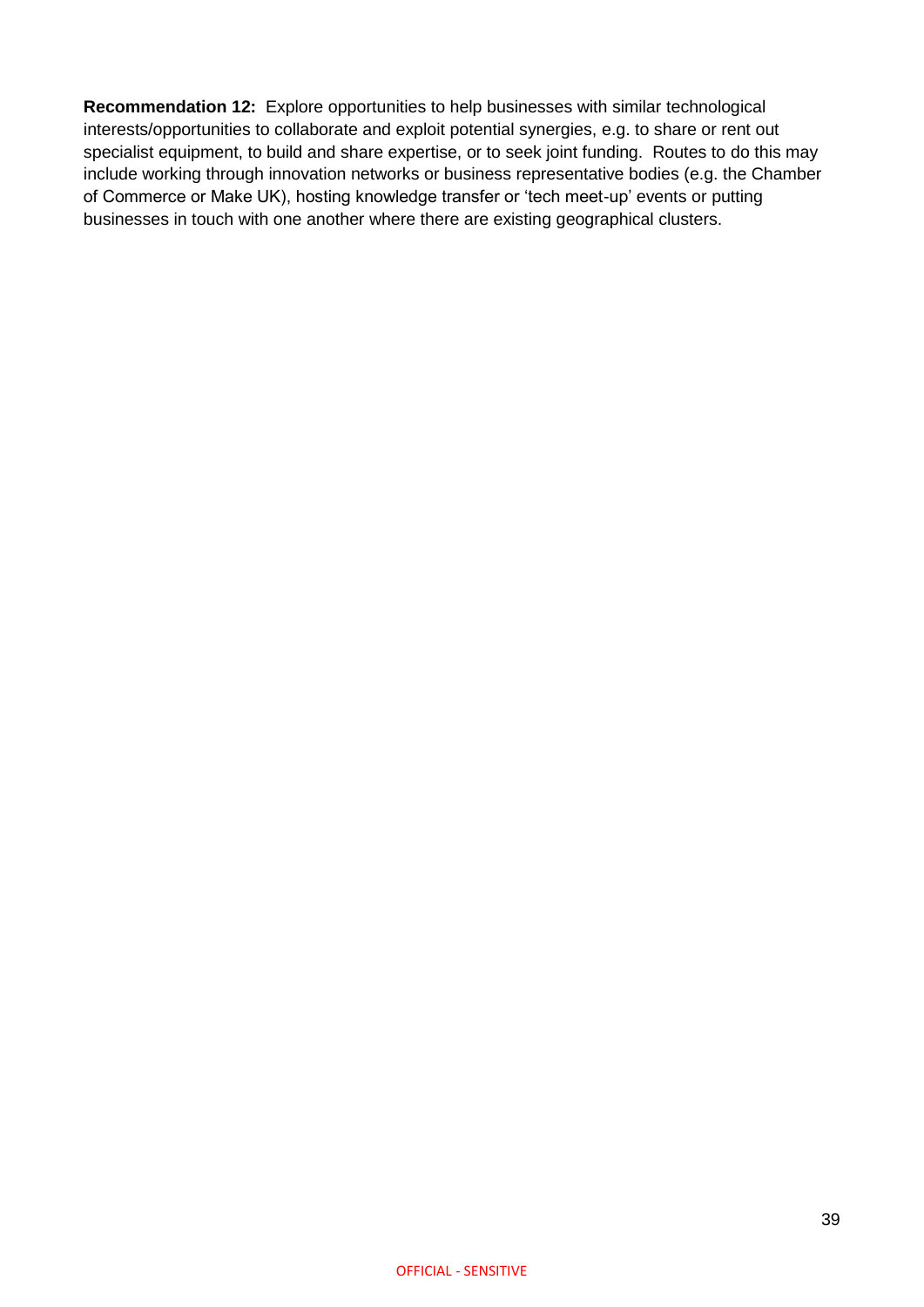**Recommendation 12:** Explore opportunities to help businesses with similar technological interests/opportunities to collaborate and exploit potential synergies, e.g. to share or rent out specialist equipment, to build and share expertise, or to seek joint funding. Routes to do this may include working through innovation networks or business representative bodies (e.g. the Chamber of Commerce or Make UK), hosting knowledge transfer or 'tech meet-up' events or putting businesses in touch with one another where there are existing geographical clusters.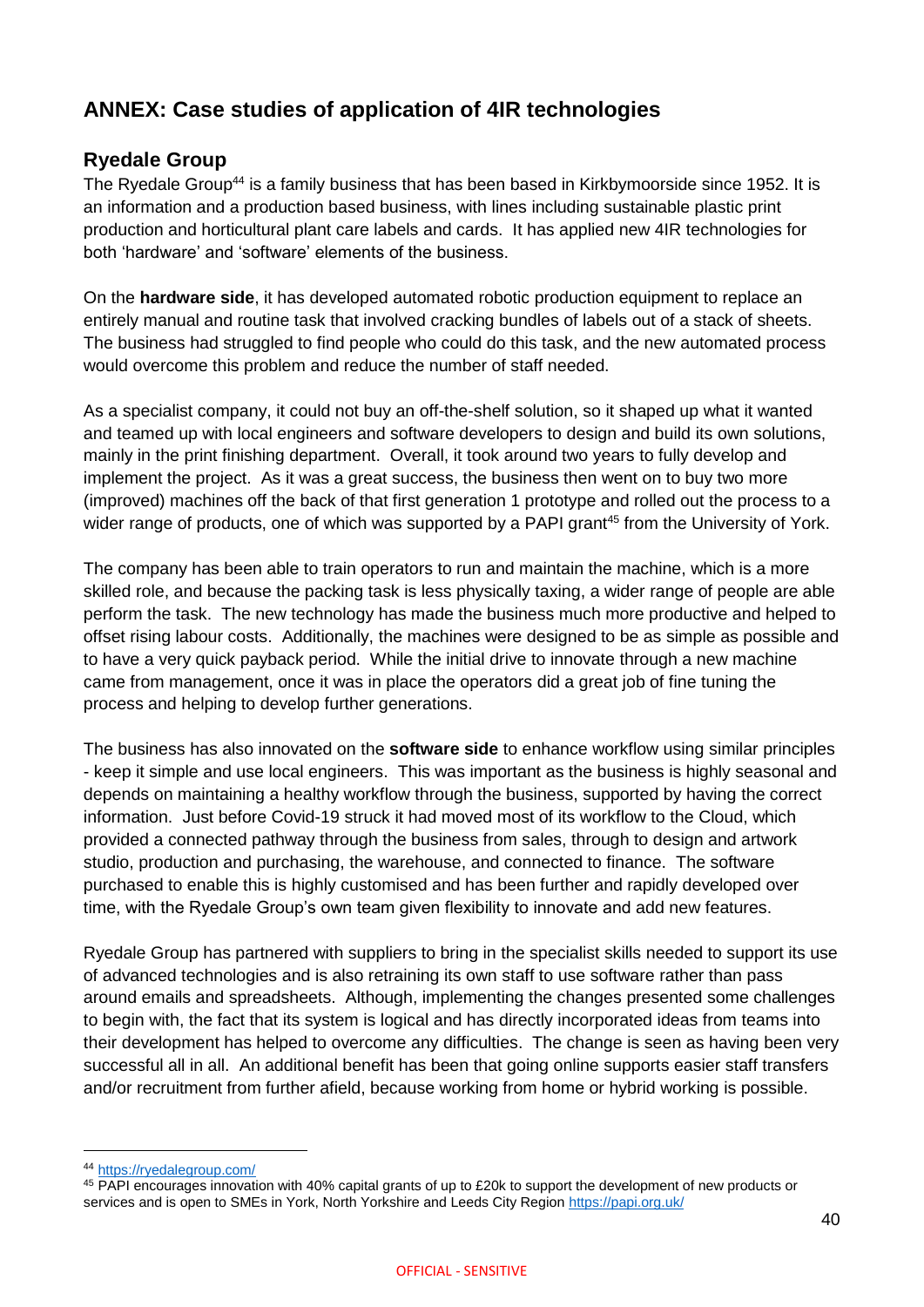# ANNEX: Case studies of application of 4IR technologies

## Ryedale Group

The Ryedale Group[44] is a family business that has been based in Kirkbymoorside since 1952. It is an information and a production based business, with lines including sustainable plastic print production and horticultural plant care labels and cards. It has applied new 4IR technologies for both 'hardware' and 'software' elements of the business.

On the **hardware side**, it has developed automated robotic production equipment to replace an entirely manual and routine task that involved cracking bundles of labels out of a stack of sheets. The business had struggled to find people who could do this task, and the new automated process would overcome this problem and reduce the number of staff needed.

As a specialist company, it could not buy an off-the-shelf solution, so it shaped up what it wanted and teamed up with local engineers and software developers to design and build its own solutions, mainly in the print finishing department. Overall, it took around two years to fully develop and implement the project. As it was a great success, the business then went on to buy two more (improved) machines off the back of that first generation 1 prototype and rolled out the process to a wider range of products, one of which was supported by a PAPI grant[45] from the University of York.

The company has been able to train operators to run and maintain the machine, which is a more skilled role, and because the packing task is less physically taxing, a wider range of people are able perform the task. The new technology has made the business much more productive and helped to offset rising labour costs. Additionally, the machines were designed to be as simple as possible and to have a very quick payback period. While the initial drive to innovate through a new machine came from management, once it was in place the operators did a great job of fine tuning the process and helping to develop further generations.

The business has also innovated on the **software side** to enhance workflow using similar principles - keep it simple and use local engineers. This was important as the business is highly seasonal and depends on maintaining a healthy workflow through the business, supported by having the correct information. Just before Covid-19 struck it had moved most of its workflow to the Cloud, which provided a connected pathway through the business from sales, through to design and artwork studio, production and purchasing, the warehouse, and connected to finance. The software purchased to enable this is highly customised and has been further and rapidly developed over time, with the Ryedale Group's own team given flexibility to innovate and add new features.

Ryedale Group has partnered with suppliers to bring in the specialist skills needed to support its use of advanced technologies and is also retraining its own staff to use software rather than pass around emails and spreadsheets. Although, implementing the changes presented some challenges to begin with, the fact that its system is logical and has directly incorporated ideas from teams into their development has helped to overcome any difficulties. The change is seen as having been very successful all in all. An additional benefit has been that going online supports easier staff transfers and/or recruitment from further afield, because working from home or hybrid working is possible.

---

[44] https://ryedalegroup.com/

[45] PAPI encourages innovation with 40% capital grants of up to £20k to support the development of new products or services and is open to SMEs in York, North Yorkshire and Leeds City Region https://papi.org.uk/

OFFICIAL - SENSITIVE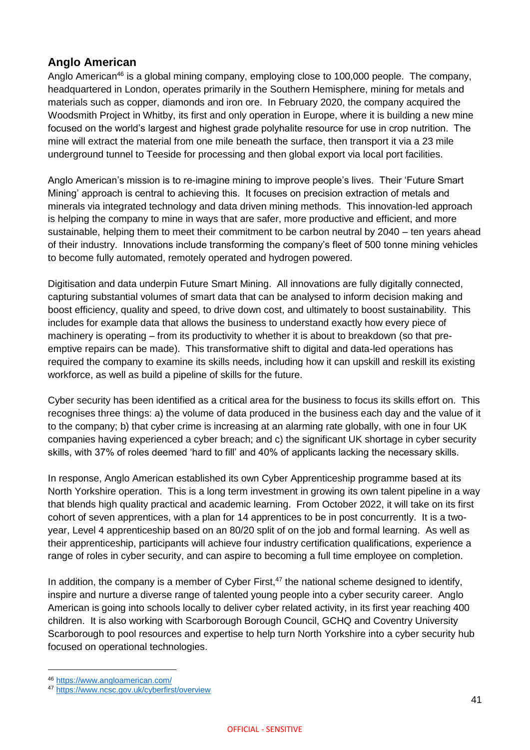## Anglo American

Anglo American[46] is a global mining company, employing close to 100,000 people. The company, headquartered in London, operates primarily in the Southern Hemisphere, mining for metals and materials such as copper, diamonds and iron ore. In February 2020, the company acquired the Woodsmith Project in Whitby, its first and only operation in Europe, where it is building a new mine focused on the world's largest and highest grade polyhalite resource for use in crop nutrition. The mine will extract the material from one mile beneath the surface, then transport it via a 23 mile underground tunnel to Teeside for processing and then global export via local port facilities.

Anglo American's mission is to re-imagine mining to improve people's lives. Their 'Future Smart Mining' approach is central to achieving this. It focuses on precision extraction of metals and minerals via integrated technology and data driven mining methods. This innovation-led approach is helping the company to mine in ways that are safer, more productive and efficient, and more sustainable, helping them to meet their commitment to be carbon neutral by 2040 – ten years ahead of their industry. Innovations include transforming the company's fleet of 500 tonne mining vehicles to become fully automated, remotely operated and hydrogen powered.

Digitisation and data underpin Future Smart Mining. All innovations are fully digitally connected, capturing substantial volumes of smart data that can be analysed to inform decision making and boost efficiency, quality and speed, to drive down cost, and ultimately to boost sustainability. This includes for example data that allows the business to understand exactly how every piece of machinery is operating – from its productivity to whether it is about to breakdown (so that pre-emptive repairs can be made). This transformative shift to digital and data-led operations has required the company to examine its skills needs, including how it can upskill and reskill its existing workforce, as well as build a pipeline of skills for the future.

Cyber security has been identified as a critical area for the business to focus its skills effort on. This recognises three things: a) the volume of data produced in the business each day and the value of it to the company; b) that cyber crime is increasing at an alarming rate globally, with one in four UK companies having experienced a cyber breach; and c) the significant UK shortage in cyber security skills, with 37% of roles deemed 'hard to fill' and 40% of applicants lacking the necessary skills.

In response, Anglo American established its own Cyber Apprenticeship programme based at its North Yorkshire operation. This is a long term investment in growing its own talent pipeline in a way that blends high quality practical and academic learning. From October 2022, it will take on its first cohort of seven apprentices, with a plan for 14 apprentices to be in post concurrently. It is a two-year, Level 4 apprenticeship based on an 80/20 split of on the job and formal learning. As well as their apprenticeship, participants will achieve four industry certification qualifications, experience a range of roles in cyber security, and can aspire to becoming a full time employee on completion.

In addition, the company is a member of Cyber First,[47] the national scheme designed to identify, inspire and nurture a diverse range of talented young people into a cyber security career. Anglo American is going into schools locally to deliver cyber related activity, in its first year reaching 400 children. It is also working with Scarborough Borough Council, GCHQ and Coventry University Scarborough to pool resources and expertise to help turn North Yorkshire into a cyber security hub focused on operational technologies.

[46] https://www.angloamerican.com/

[47] https://www.ncsc.gov.uk/cyberfirst/overview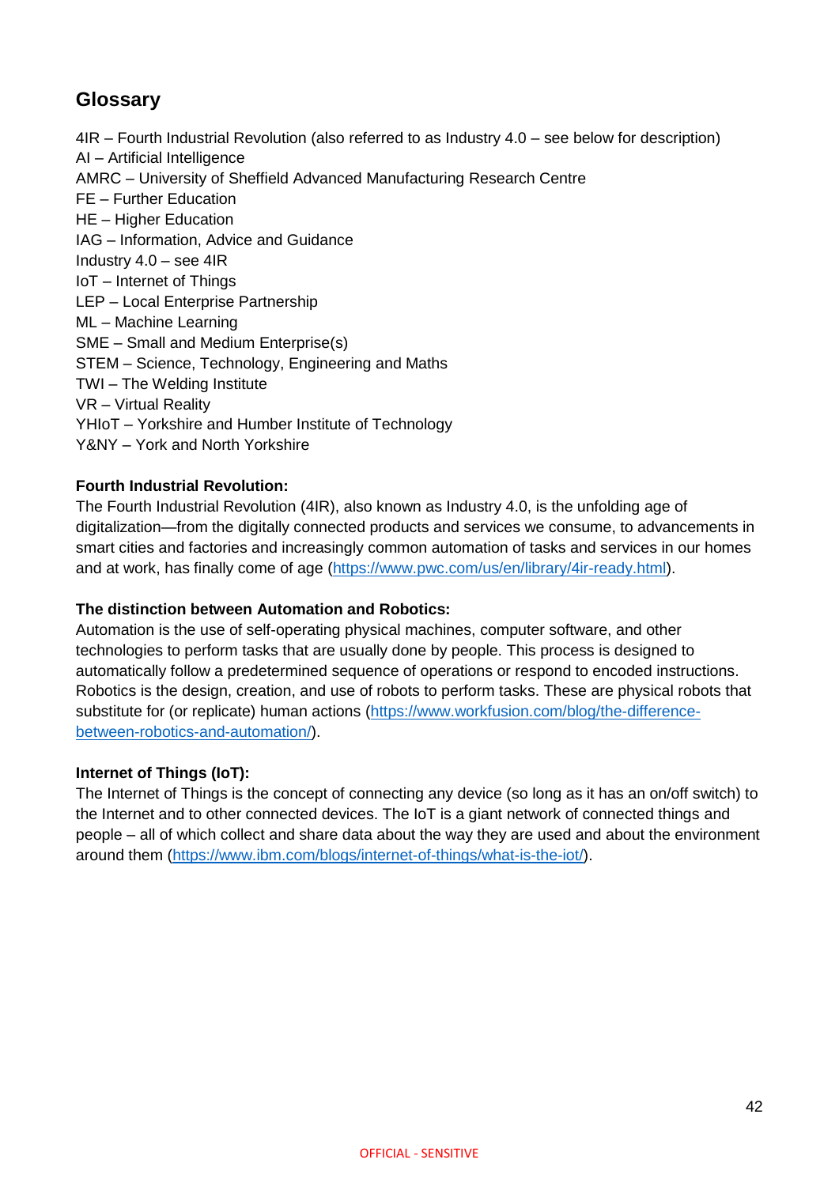## Glossary

4IR – Fourth Industrial Revolution (also referred to as Industry 4.0 – see below for description)
AI – Artificial Intelligence
AMRC – University of Sheffield Advanced Manufacturing Research Centre
FE – Further Education
HE – Higher Education
IAG – Information, Advice and Guidance
Industry 4.0 – see 4IR
IoT – Internet of Things
LEP – Local Enterprise Partnership
ML – Machine Learning
SME – Small and Medium Enterprise(s)
STEM – Science, Technology, Engineering and Maths
TWI – The Welding Institute
VR – Virtual Reality
YHIoT – Yorkshire and Humber Institute of Technology
Y&NY – York and North Yorkshire

**Fourth Industrial Revolution:**
The Fourth Industrial Revolution (4IR), also known as Industry 4.0, is the unfolding age of digitalization—from the digitally connected products and services we consume, to advancements in smart cities and factories and increasingly common automation of tasks and services in our homes and at work, has finally come of age (https://www.pwc.com/us/en/library/4ir-ready.html).

**The distinction between Automation and Robotics:**
Automation is the use of self-operating physical machines, computer software, and other technologies to perform tasks that are usually done by people. This process is designed to automatically follow a predetermined sequence of operations or respond to encoded instructions. Robotics is the design, creation, and use of robots to perform tasks. These are physical robots that substitute for (or replicate) human actions (https://www.workfusion.com/blog/the-difference-between-robotics-and-automation/).

**Internet of Things (IoT):**
The Internet of Things is the concept of connecting any device (so long as it has an on/off switch) to the Internet and to other connected devices. The IoT is a giant network of connected things and people – all of which collect and share data about the way they are used and about the environment around them (https://www.ibm.com/blogs/internet-of-things/what-is-the-iot/).